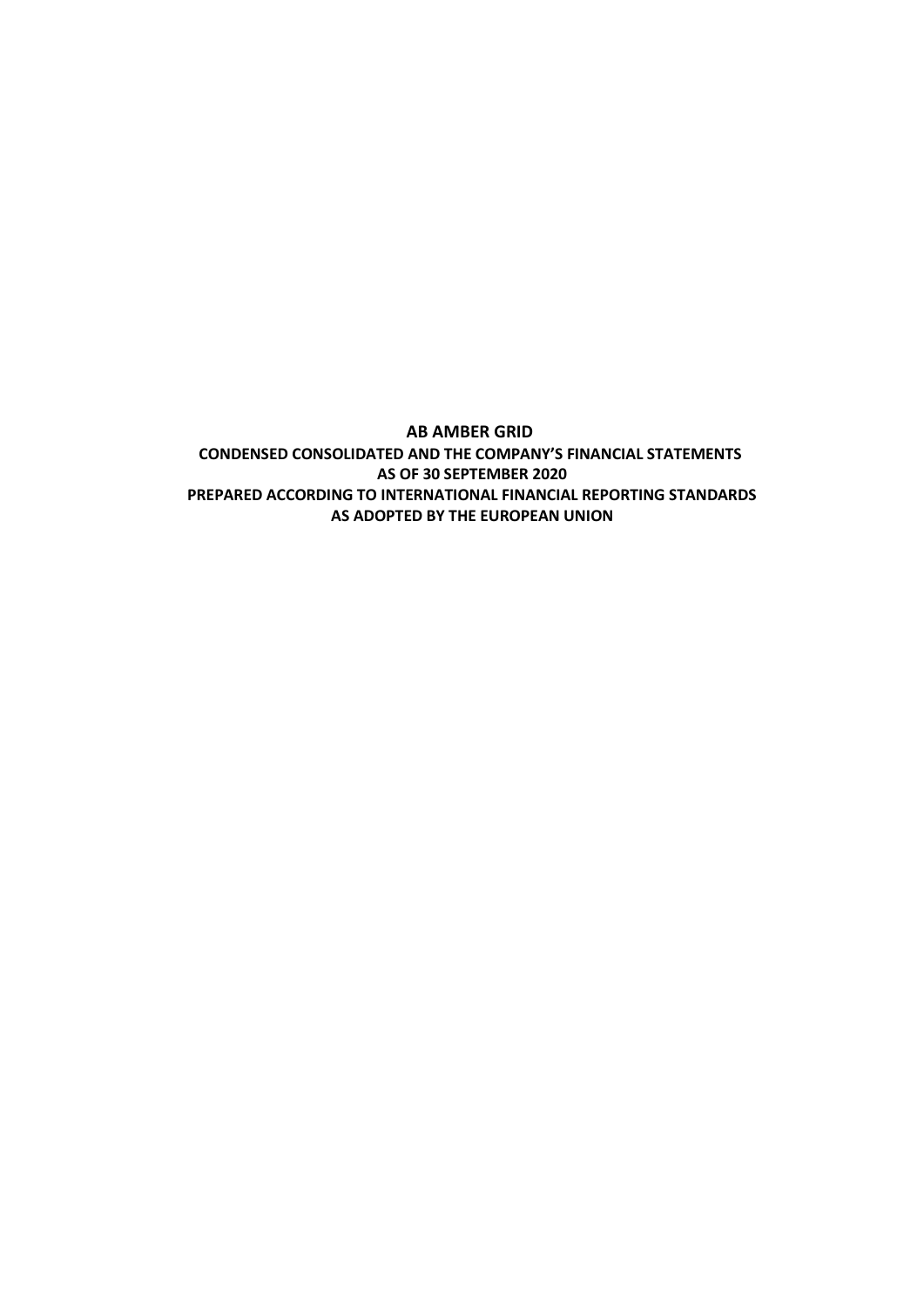**AB AMBER GRID**

**CONDENSED CONSOLIDATED AND THE COMPANY'S FINANCIAL STATEMENTS**

**AS OF 30 SEPTEMBER 2020**

**PREPARED ACCORDING TO INTERNATIONAL FINANCIAL REPORTING STANDARDS**

**AS ADOPTED BY THE EUROPEAN UNION**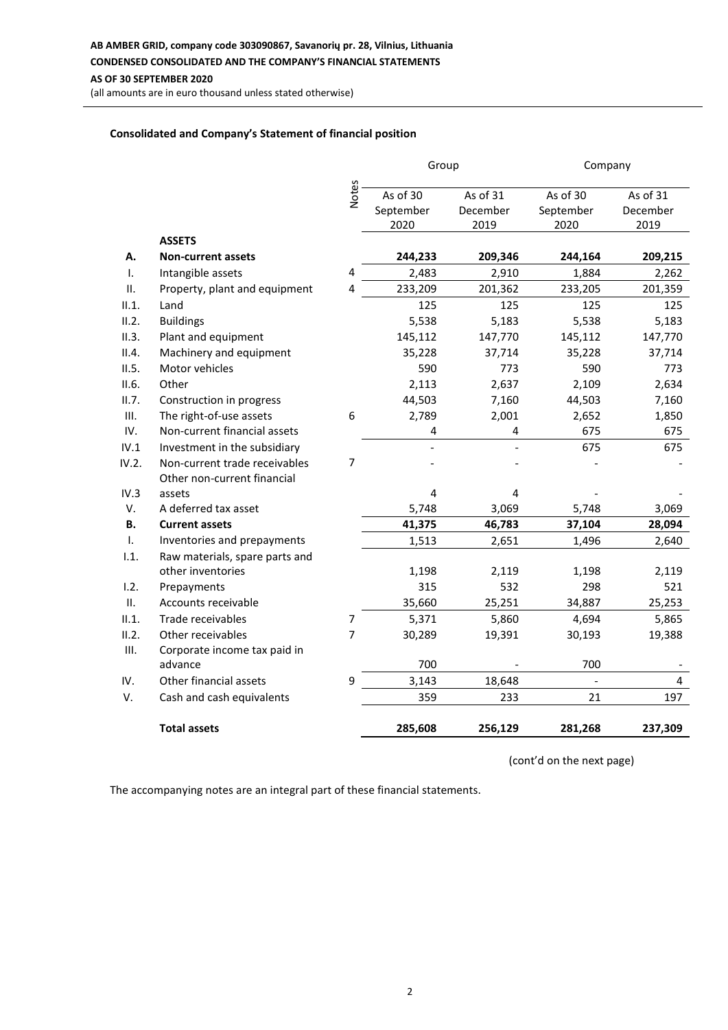AB AMBER GRID, company code 303090867, Savanorių pr. 28, Vilnius, Lithuania

CONDENSED CONSOLIDATED AND THE COMPANY'S FINANCIAL STATEMENTS

AS OF 30 SEPTEMBER 2020

(all amounts are in euro thousand unless stated otherwise)

**Consolidated and Company's Statement of financial position**

| | | Notes | Group | | Company | |
|---|---|---|---|---|---|---|
| | | | As of 30 September 2020 | As of 31 December 2019 | As of 30 September 2020 | As of 31 December 2019 |
| | **ASSETS** | | | | | |
| **A.** | **Non-current assets** | | **244,233** | **209,346** | **244,164** | **209,215** |
| I. | Intangible assets | 4 | 2,483 | 2,910 | 1,884 | 2,262 |
| II. | Property, plant and equipment | 4 | 233,209 | 201,362 | 233,205 | 201,359 |
| II.1. | Land | | 125 | 125 | 125 | 125 |
| II.2. | Buildings | | 5,538 | 5,183 | 5,538 | 5,183 |
| II.3. | Plant and equipment | | 145,112 | 147,770 | 145,112 | 147,770 |
| II.4. | Machinery and equipment | | 35,228 | 37,714 | 35,228 | 37,714 |
| II.5. | Motor vehicles | | 590 | 773 | 590 | 773 |
| II.6. | Other | | 2,113 | 2,637 | 2,109 | 2,634 |
| II.7. | Construction in progress | | 44,503 | 7,160 | 44,503 | 7,160 |
| III. | The right-of-use assets | 6 | 2,789 | 2,001 | 2,652 | 1,850 |
| IV. | Non-current financial assets | | 4 | 4 | 675 | 675 |
| IV.1 | Investment in the subsidiary | | - | - | 675 | 675 |
| IV.2. | Non-current trade receivables | 7 | - | - | - | - |
| IV.3 | Other non-current financial assets | | 4 | 4 | - | - |
| V. | A deferred tax asset | | 5,748 | 3,069 | 5,748 | 3,069 |
| **B.** | **Current assets** | | **41,375** | **46,783** | **37,104** | **28,094** |
| I. | Inventories and prepayments | | 1,513 | 2,651 | 1,496 | 2,640 |
| I.1. | Raw materials, spare parts and other inventories | | 1,198 | 2,119 | 1,198 | 2,119 |
| I.2. | Prepayments | | 315 | 532 | 298 | 521 |
| II. | Accounts receivable | | 35,660 | 25,251 | 34,887 | 25,253 |
| II.1. | Trade receivables | 7 | 5,371 | 5,860 | 4,694 | 5,865 |
| II.2. | Other receivables | 7 | 30,289 | 19,391 | 30,193 | 19,388 |
| III. | Corporate income tax paid in advance | | 700 | - | 700 | - |
| IV. | Other financial assets | 9 | 3,143 | 18,648 | - | 4 |
| V. | Cash and cash equivalents | | 359 | 233 | 21 | 197 |
| | **Total assets** | | **285,608** | **256,129** | **281,268** | **237,309** |

(cont'd on the next page)

The accompanying notes are an integral part of these financial statements.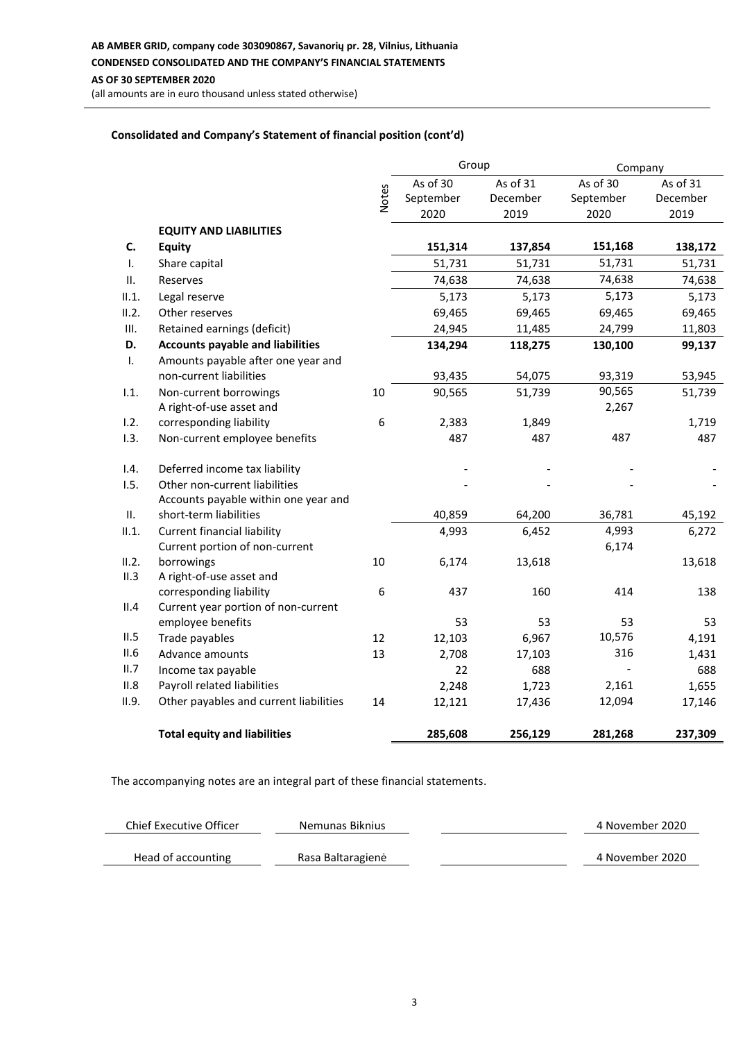**Consolidated and Company's Statement of financial position (cont'd)**

| | | Notes | Group | | Company | |
|---|---|---|---|---|---|---|
| | | | As of 30 September 2020 | As of 31 December 2019 | As of 30 September 2020 | As of 31 December 2019 |
| | **EQUITY AND LIABILITIES** | | | | | |
| **C.** | **Equity** | | **151,314** | **137,854** | **151,168** | **138,172** |
| I. | Share capital | | 51,731 | 51,731 | 51,731 | 51,731 |
| II. | Reserves | | 74,638 | 74,638 | 74,638 | 74,638 |
| II.1. | Legal reserve | | 5,173 | 5,173 | 5,173 | 5,173 |
| II.2. | Other reserves | | 69,465 | 69,465 | 69,465 | 69,465 |
| III. | Retained earnings (deficit) | | 24,945 | 11,485 | 24,799 | 11,803 |
| **D.** | **Accounts payable and liabilities** | | **134,294** | **118,275** | **130,100** | **99,137** |
| I. | Amounts payable after one year and non-current liabilities | | 93,435 | 54,075 | 93,319 | 53,945 |
| I.1. | Non-current borrowings | 10 | 90,565 | 51,739 | 90,565 | 51,739 |
| I.2. | A right-of-use asset and corresponding liability | 6 | 2,383 | 1,849 | 2,267 | 1,719 |
| I.3. | Non-current employee benefits | | 487 | 487 | 487 | 487 |
| I.4. | Deferred income tax liability | | - | - | - | - |
| I.5. | Other non-current liabilities | | - | - | - | - |
| II. | Accounts payable within one year and short-term liabilities | | 40,859 | 64,200 | 36,781 | 45,192 |
| II.1. | Current financial liability | | 4,993 | 6,452 | 4,993 | 6,272 |
| II.2. | Current portion of non-current borrowings | 10 | 6,174 | 13,618 | 6,174 | 13,618 |
| II.3 | A right-of-use asset and corresponding liability | 6 | 437 | 160 | 414 | 138 |
| II.4 | Current year portion of non-current employee benefits | | 53 | 53 | 53 | 53 |
| II.5 | Trade payables | 12 | 12,103 | 6,967 | 10,576 | 4,191 |
| II.6 | Advance amounts | 13 | 2,708 | 17,103 | 316 | 1,431 |
| II.7 | Income tax payable | | 22 | 688 | - | 688 |
| II.8 | Payroll related liabilities | | 2,248 | 1,723 | 2,161 | 1,655 |
| II.9. | Other payables and current liabilities | 14 | 12,121 | 17,436 | 12,094 | 17,146 |
| | **Total equity and liabilities** | | **285,608** | **256,129** | **281,268** | **237,309** |

The accompanying notes are an integral part of these financial statements.

| | | | |
|---|---|---|---|
| Chief Executive Officer | Nemunas Biknius | | 4 November 2020 |
| Head of accounting | Rasa Baltaragienė | | 4 November 2020 |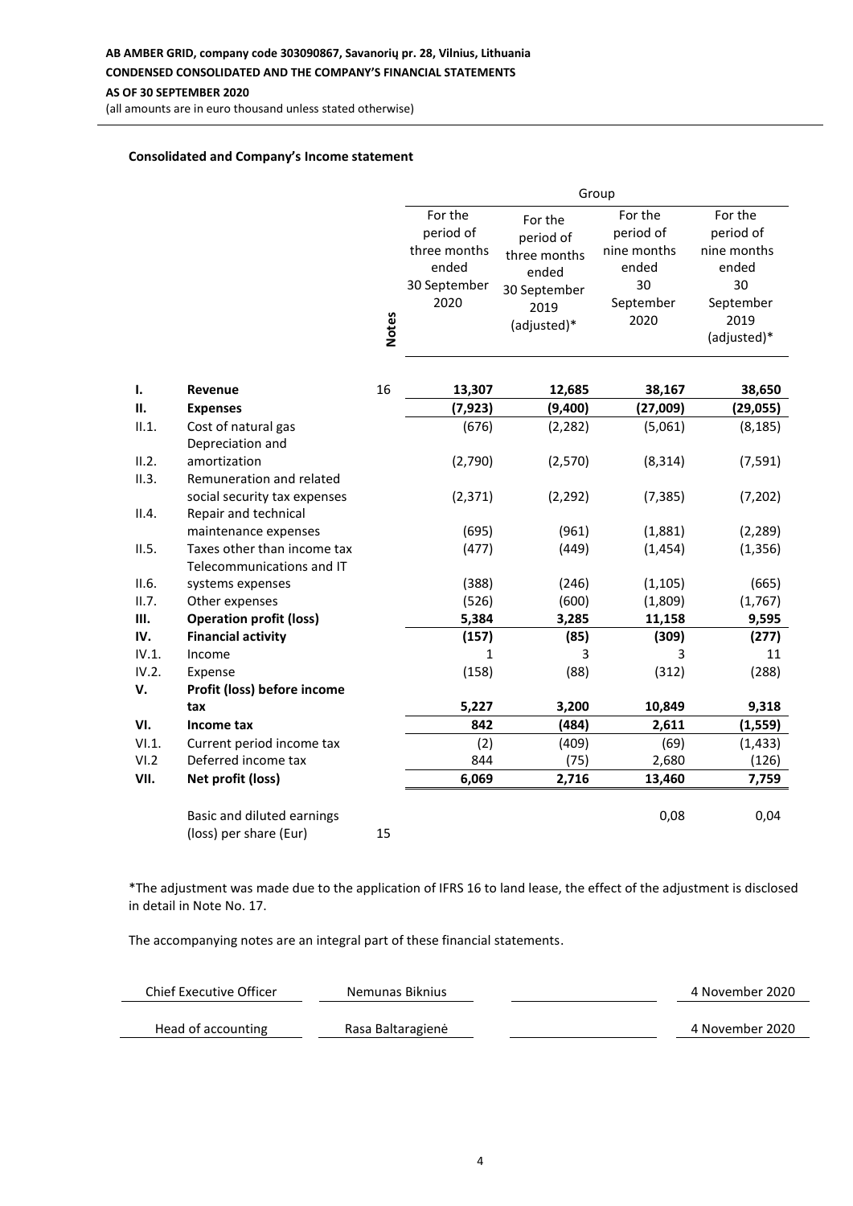**AB AMBER GRID, company code 303090867, Savanorių pr. 28, Vilnius, Lithuania**

**CONDENSED CONSOLIDATED AND THE COMPANY'S FINANCIAL STATEMENTS**

**AS OF 30 SEPTEMBER 2020**

(all amounts are in euro thousand unless stated otherwise)

**Consolidated and Company's Income statement**

| | | Notes | Group | | | |
|---|---|---|---|---|---|---|
| | | | For the period of three months ended 30 September 2020 | For the period of three months ended 30 September 2019 (adjusted)* | For the period of nine months ended 30 September 2020 | For the period of nine months ended 30 September 2019 (adjusted)* |
| **I.** | **Revenue** | 16 | **13,307** | **12,685** | **38,167** | **38,650** |
| **II.** | **Expenses** | | **(7,923)** | **(9,400)** | **(27,009)** | **(29,055)** |
| II.1. | Cost of natural gas | | (676) | (2,282) | (5,061) | (8,185) |
| II.2. | Depreciation and amortization | | (2,790) | (2,570) | (8,314) | (7,591) |
| II.3. | Remuneration and related social security tax expenses | | (2,371) | (2,292) | (7,385) | (7,202) |
| II.4. | Repair and technical maintenance expenses | | (695) | (961) | (1,881) | (2,289) |
| II.5. | Taxes other than income tax | | (477) | (449) | (1,454) | (1,356) |
| II.6. | Telecommunications and IT systems expenses | | (388) | (246) | (1,105) | (665) |
| II.7. | Other expenses | | (526) | (600) | (1,809) | (1,767) |
| **III.** | **Operation profit (loss)** | | **5,384** | **3,285** | **11,158** | **9,595** |
| **IV.** | **Financial activity** | | **(157)** | **(85)** | **(309)** | **(277)** |
| IV.1. | Income | | 1 | 3 | 3 | 11 |
| IV.2. | Expense | | (158) | (88) | (312) | (288) |
| **V.** | **Profit (loss) before income tax** | | **5,227** | **3,200** | **10,849** | **9,318** |
| **VI.** | **Income tax** | | **842** | **(484)** | **2,611** | **(1,559)** |
| VI.1. | Current period income tax | | (2) | (409) | (69) | (1,433) |
| VI.2 | Deferred income tax | | 844 | (75) | 2,680 | (126) |
| **VII.** | **Net profit (loss)** | | **6,069** | **2,716** | **13,460** | **7,759** |
| | Basic and diluted earnings (loss) per share (Eur) | 15 | | | 0,08 | 0,04 |

*The adjustment was made due to the application of IFRS 16 to land lease, the effect of the adjustment is disclosed in detail in Note No. 17.

The accompanying notes are an integral part of these financial statements.

| | | | |
|---|---|---|---|
| Chief Executive Officer | Nemunas Biknius | | 4 November 2020 |
| Head of accounting | Rasa Baltaragienė | | 4 November 2020 |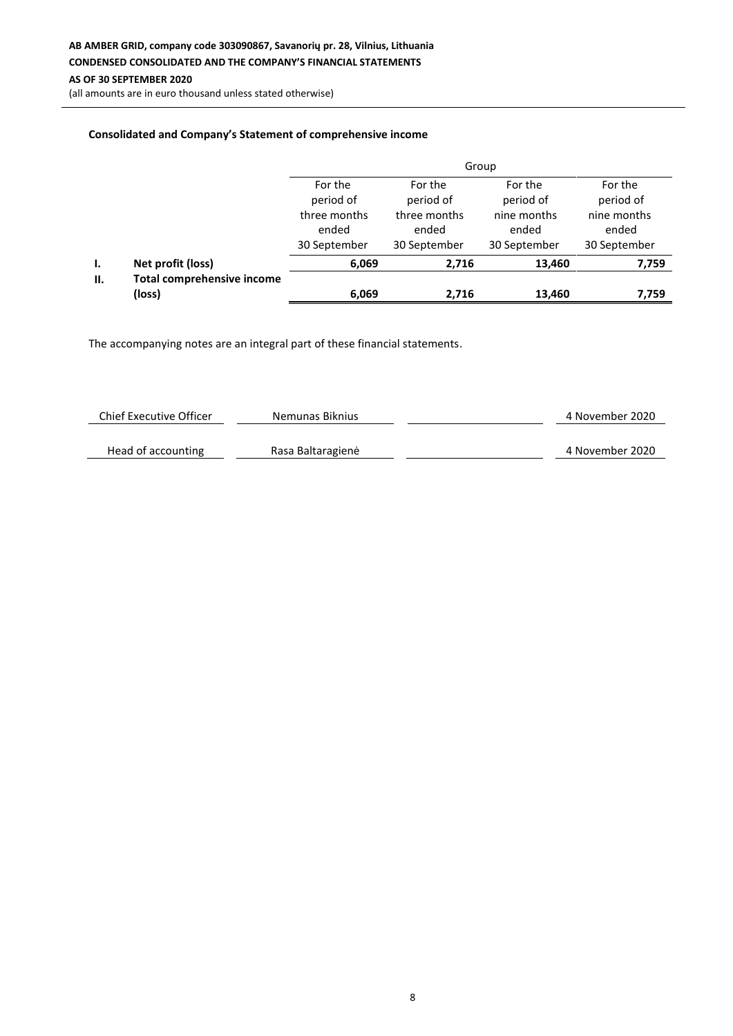**Consolidated and Company's Statement of comprehensive income**

| | | Group | | | |
|---|---|---|---|---|---|
| | | For the period of three months ended 30 September | For the period of three months ended 30 September | For the period of nine months ended 30 September | For the period of nine months ended 30 September |
| **I.** | **Net profit (loss)** | **6,069** | **2,716** | **13,460** | **7,759** |
| **II.** | **Total comprehensive income (loss)** | **6,069** | **2,716** | **13,460** | **7,759** |

The accompanying notes are an integral part of these financial statements.

| | | | |
|---|---|---|---|
| Chief Executive Officer | Nemunas Biknius | | 4 November 2020 |
| Head of accounting | Rasa Baltaragienė | | 4 November 2020 |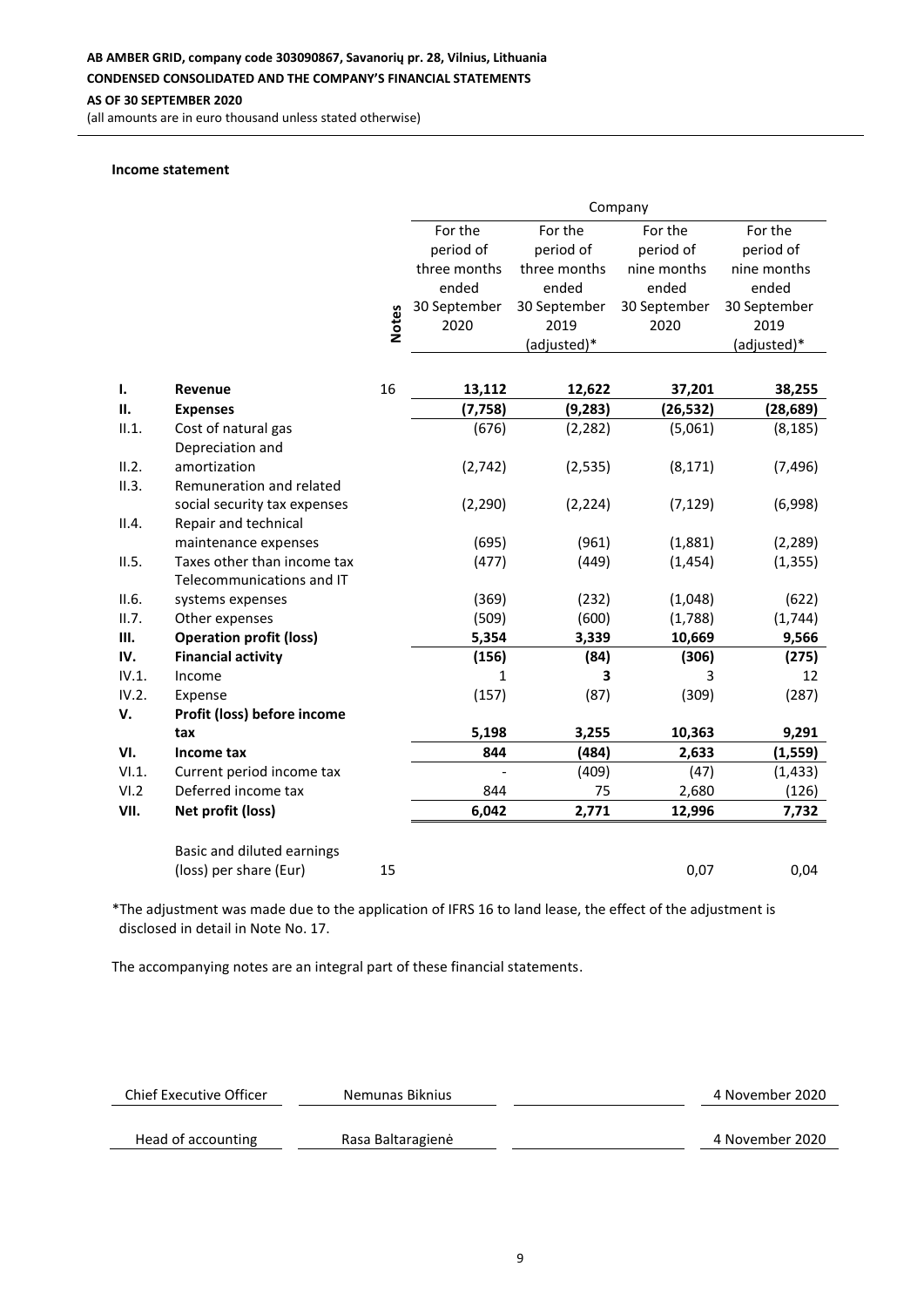**AB AMBER GRID, company code 303090867, Savanorių pr. 28, Vilnius, Lithuania**
**CONDENSED CONSOLIDATED AND THE COMPANY'S FINANCIAL STATEMENTS**
**AS OF 30 SEPTEMBER 2020**
(all amounts are in euro thousand unless stated otherwise)

**Income statement**

| | | Notes | Company | | | |
|---|---|---|---|---|---|---|
| | | | For the period of three months ended 30 September 2020 | For the period of three months ended 30 September 2019 (adjusted)* | For the period of nine months ended 30 September 2020 | For the period of nine months ended 30 September 2019 (adjusted)* |
| **I.** | **Revenue** | 16 | **13,112** | **12,622** | **37,201** | **38,255** |
| **II.** | **Expenses** | | **(7,758)** | **(9,283)** | **(26,532)** | **(28,689)** |
| II.1. | Cost of natural gas | | (676) | (2,282) | (5,061) | (8,185) |
| II.2. | Depreciation and amortization | | (2,742) | (2,535) | (8,171) | (7,496) |
| II.3. | Remuneration and related social security tax expenses | | (2,290) | (2,224) | (7,129) | (6,998) |
| II.4. | Repair and technical maintenance expenses | | (695) | (961) | (1,881) | (2,289) |
| II.5. | Taxes other than income tax | | (477) | (449) | (1,454) | (1,355) |
| II.6. | Telecommunications and IT systems expenses | | (369) | (232) | (1,048) | (622) |
| II.7. | Other expenses | | (509) | (600) | (1,788) | (1,744) |
| **III.** | **Operation profit (loss)** | | **5,354** | **3,339** | **10,669** | **9,566** |
| **IV.** | **Financial activity** | | **(156)** | **(84)** | **(306)** | **(275)** |
| IV.1. | Income | | 1 | **3** | 3 | 12 |
| IV.2. | Expense | | (157) | (87) | (309) | (287) |
| **V.** | **Profit (loss) before income tax** | | **5,198** | **3,255** | **10,363** | **9,291** |
| **VI.** | **Income tax** | | **844** | **(484)** | **2,633** | **(1,559)** |
| VI.1. | Current period income tax | | - | (409) | (47) | (1,433) |
| VI.2 | Deferred income tax | | 844 | 75 | 2,680 | (126) |
| **VII.** | **Net profit (loss)** | | **6,042** | **2,771** | **12,996** | **7,732** |
| | Basic and diluted earnings (loss) per share (Eur) | 15 | | | 0,07 | 0,04 |

*The adjustment was made due to the application of IFRS 16 to land lease, the effect of the adjustment is disclosed in detail in Note No. 17.

The accompanying notes are an integral part of these financial statements.

| | | | |
|---|---|---|---|
| Chief Executive Officer | Nemunas Biknius | | 4 November 2020 |
| Head of accounting | Rasa Baltaragienė | | 4 November 2020 |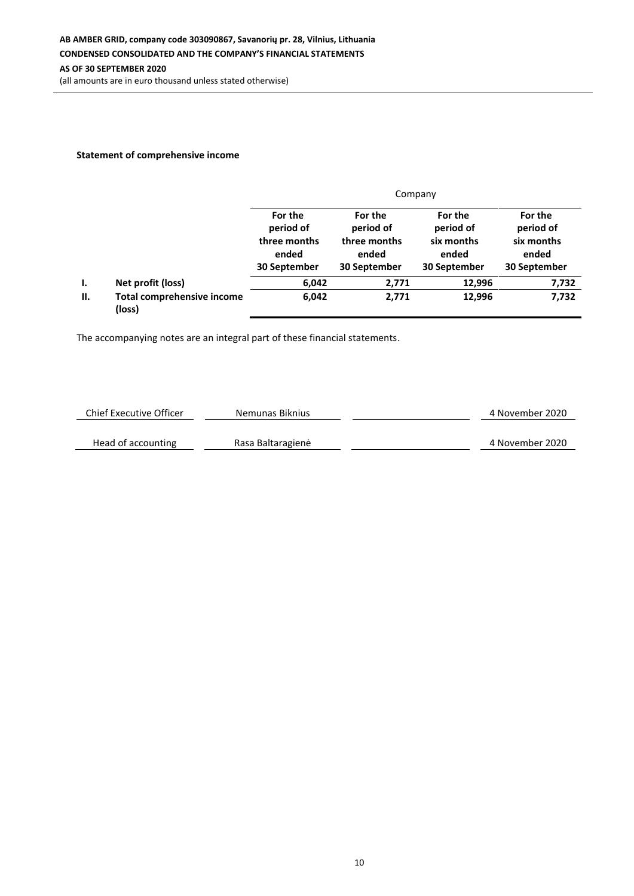**Statement of comprehensive income**

| | | Company | | | |
|---|---|---|---|---|---|
| | | **For the period of three months ended 30 September** | **For the period of three months ended 30 September** | **For the period of six months ended 30 September** | **For the period of six months ended 30 September** |
| **I.** | **Net profit (loss)** | **6,042** | **2,771** | **12,996** | **7,732** |
| **II.** | **Total comprehensive income (loss)** | **6,042** | **2,771** | **12,996** | **7,732** |

The accompanying notes are an integral part of these financial statements.

| | | | |
|---|---|---|---|
| Chief Executive Officer | Nemunas Biknius | | 4 November 2020 |
| Head of accounting | Rasa Baltaragienė | | 4 November 2020 |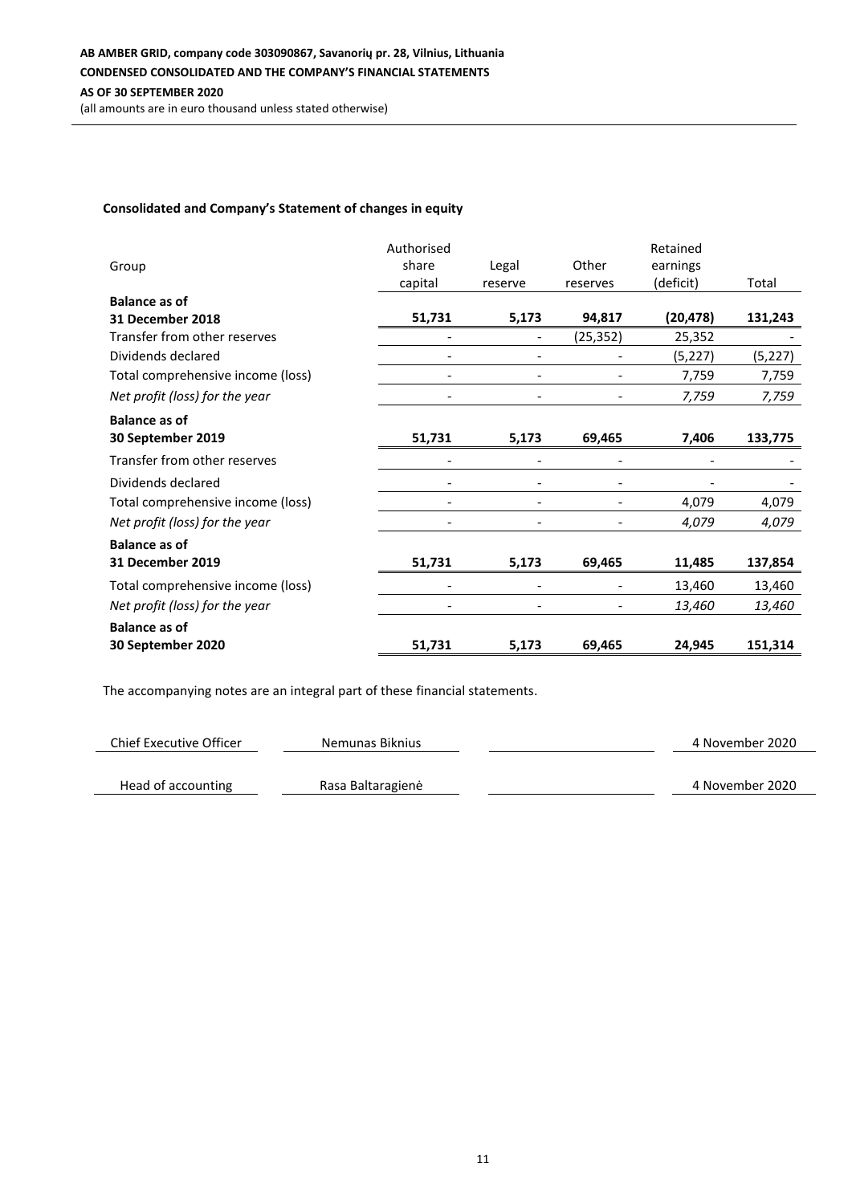AB AMBER GRID, company code 303090867, Savanorių pr. 28, Vilnius, Lithuania

CONDENSED CONSOLIDATED AND THE COMPANY'S FINANCIAL STATEMENTS

AS OF 30 SEPTEMBER 2020

(all amounts are in euro thousand unless stated otherwise)

### Consolidated and Company's Statement of changes in equity

| Group | Authorised share capital | Legal reserve | Other reserves | Retained earnings (deficit) | Total |
|---|---|---|---|---|---|
| **Balance as of 31 December 2018** | **51,731** | **5,173** | **94,817** | **(20,478)** | **131,243** |
| Transfer from other reserves | - | - | (25,352) | 25,352 | - |
| Dividends declared | - | - | - | (5,227) | (5,227) |
| Total comprehensive income (loss) | - | - | - | 7,759 | 7,759 |
| *Net profit (loss) for the year* | - | - | - | *7,759* | *7,759* |
| **Balance as of 30 September 2019** | **51,731** | **5,173** | **69,465** | **7,406** | **133,775** |
| Transfer from other reserves | - | - | - | - | - |
| Dividends declared | - | - | - | - | - |
| Total comprehensive income (loss) | - | - | - | 4,079 | 4,079 |
| *Net profit (loss) for the year* | - | - | - | *4,079* | *4,079* |
| **Balance as of 31 December 2019** | **51,731** | **5,173** | **69,465** | **11,485** | **137,854** |
| Total comprehensive income (loss) | - | - | - | 13,460 | 13,460 |
| *Net profit (loss) for the year* | - | - | - | *13,460* | *13,460* |
| **Balance as of 30 September 2020** | **51,731** | **5,173** | **69,465** | **24,945** | **151,314** |

The accompanying notes are an integral part of these financial statements.

| Chief Executive Officer | Nemunas Biknius | | 4 November 2020 |
|---|---|---|---|
| Head of accounting | Rasa Baltaragienė | | 4 November 2020 |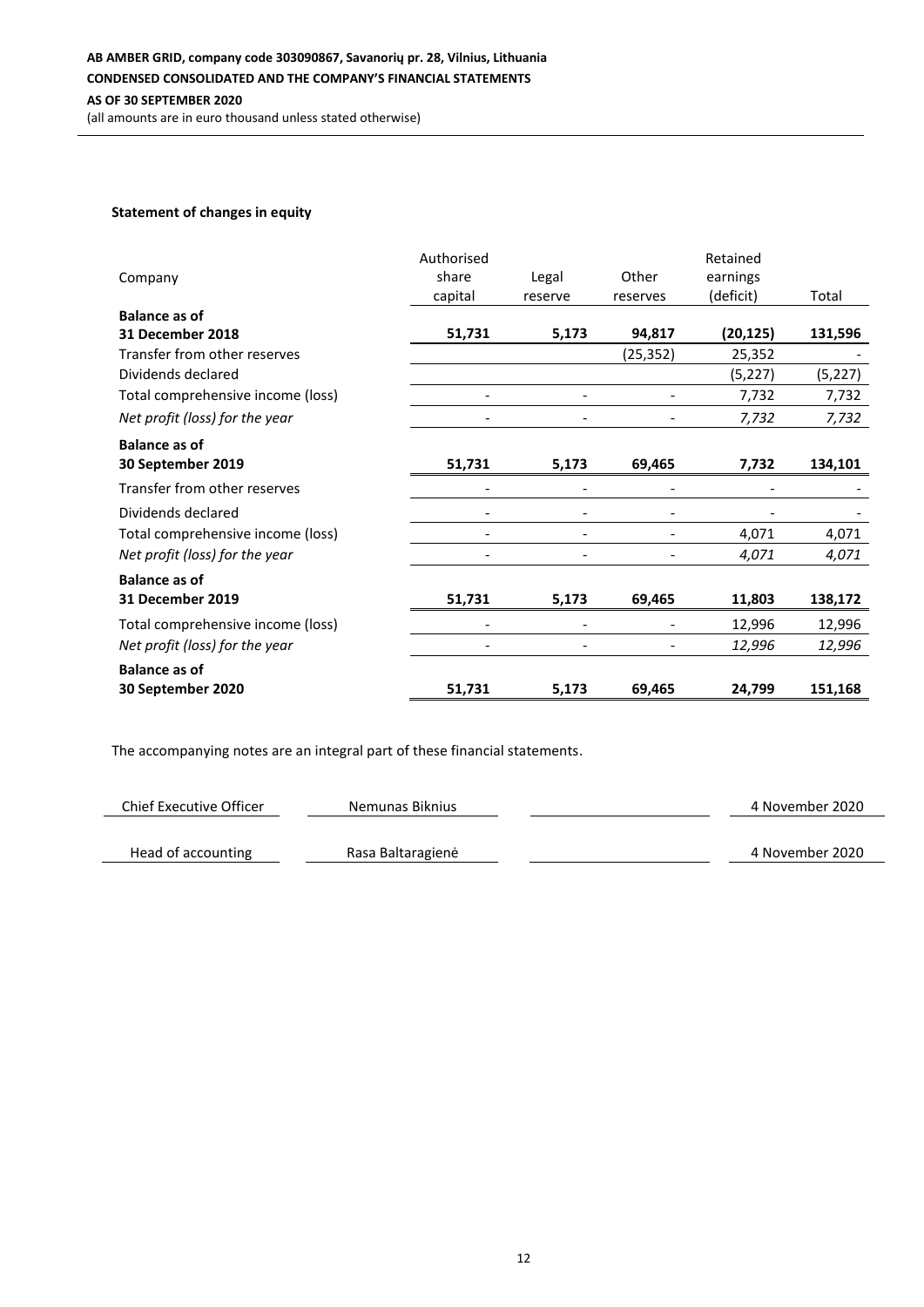### Statement of changes in equity

| Company | Authorised share capital | Legal reserve | Other reserves | Retained earnings (deficit) | Total |
|---|---|---|---|---|---|
| **Balance as of 31 December 2018** | **51,731** | **5,173** | **94,817** | **(20,125)** | **131,596** |
| Transfer from other reserves | | | (25,352) | 25,352 | - |
| Dividends declared | | | | (5,227) | (5,227) |
| Total comprehensive income (loss) | - | - | - | 7,732 | 7,732 |
| *Net profit (loss) for the year* | - | - | - | *7,732* | *7,732* |
| **Balance as of 30 September 2019** | **51,731** | **5,173** | **69,465** | **7,732** | **134,101** |
| Transfer from other reserves | - | - | - | - | - |
| Dividends declared | - | - | - | - | - |
| Total comprehensive income (loss) | - | - | - | 4,071 | 4,071 |
| *Net profit (loss) for the year* | - | - | - | *4,071* | *4,071* |
| **Balance as of 31 December 2019** | **51,731** | **5,173** | **69,465** | **11,803** | **138,172** |
| Total comprehensive income (loss) | - | - | - | 12,996 | 12,996 |
| *Net profit (loss) for the year* | - | - | - | *12,996* | *12,996* |
| **Balance as of 30 September 2020** | **51,731** | **5,173** | **69,465** | **24,799** | **151,168** |

The accompanying notes are an integral part of these financial statements.

| | | | |
|---|---|---|---|
| Chief Executive Officer | Nemunas Biknius | | 4 November 2020 |
| Head of accounting | Rasa Baltaragienė | | 4 November 2020 |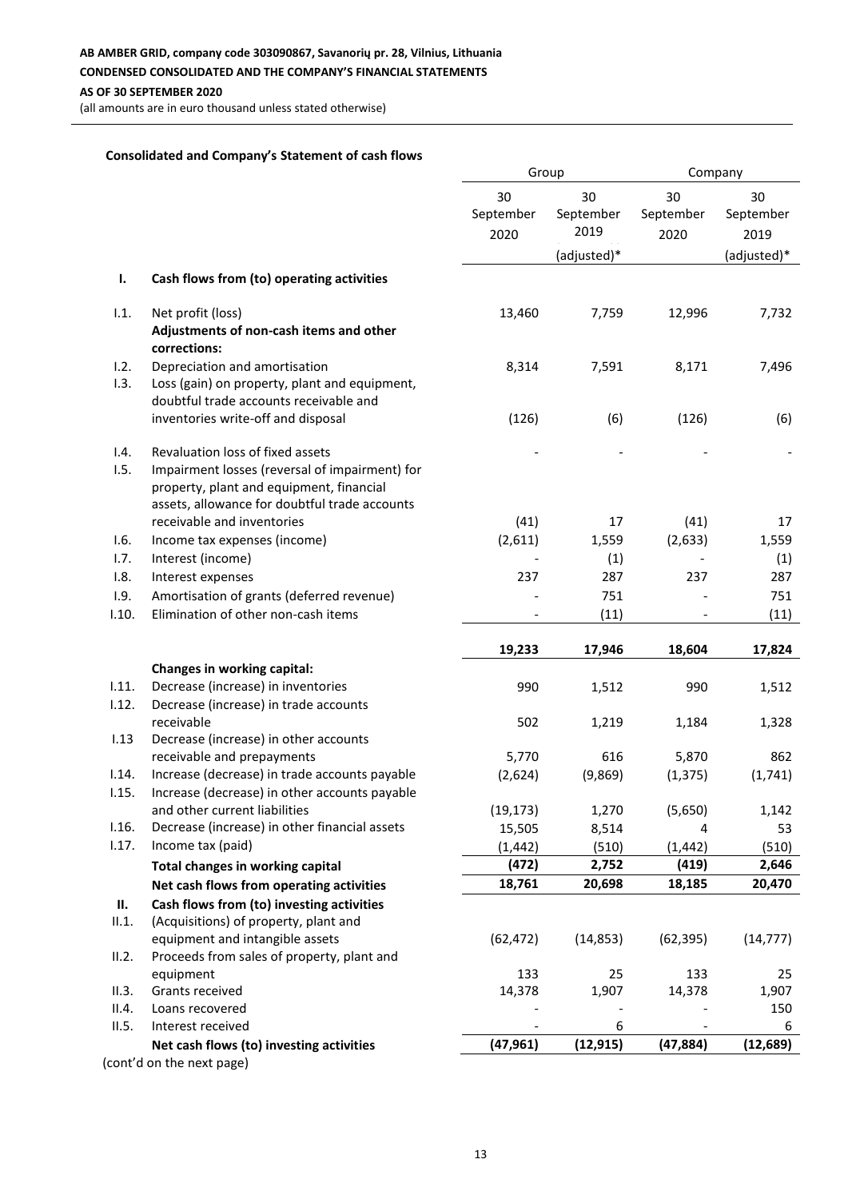## Consolidated and Company's Statement of cash flows

| | | Group | | Company | |
|---|---|---|---|---|---|
| | | 30 September 2020 | 30 September 2019 (adjusted)* | 30 September 2020 | 30 September 2019 (adjusted)* |
| **I.** | **Cash flows from (to) operating activities** | | | | |
| I.1. | Net profit (loss) | 13,460 | 7,759 | 12,996 | 7,732 |
| | **Adjustments of non-cash items and other corrections:** | | | | |
| I.2. | Depreciation and amortisation | 8,314 | 7,591 | 8,171 | 7,496 |
| I.3. | Loss (gain) on property, plant and equipment, doubtful trade accounts receivable and inventories write-off and disposal | (126) | (6) | (126) | (6) |
| I.4. | Revaluation loss of fixed assets | - | - | - | - |
| I.5. | Impairment losses (reversal of impairment) for property, plant and equipment, financial assets, allowance for doubtful trade accounts receivable and inventories | (41) | 17 | (41) | 17 |
| I.6. | Income tax expenses (income) | (2,611) | 1,559 | (2,633) | 1,559 |
| I.7. | Interest (income) | - | (1) | - | (1) |
| I.8. | Interest expenses | 237 | 287 | 237 | 287 |
| I.9. | Amortisation of grants (deferred revenue) | - | 751 | - | 751 |
| I.10. | Elimination of other non-cash items | - | (11) | - | (11) |
| | | **19,233** | **17,946** | **18,604** | **17,824** |
| | **Changes in working capital:** | | | | |
| I.11. | Decrease (increase) in inventories | 990 | 1,512 | 990 | 1,512 |
| I.12. | Decrease (increase) in trade accounts receivable | 502 | 1,219 | 1,184 | 1,328 |
| I.13 | Decrease (increase) in other accounts receivable and prepayments | 5,770 | 616 | 5,870 | 862 |
| I.14. | Increase (decrease) in trade accounts payable | (2,624) | (9,869) | (1,375) | (1,741) |
| I.15. | Increase (decrease) in other accounts payable and other current liabilities | (19,173) | 1,270 | (5,650) | 1,142 |
| I.16. | Decrease (increase) in other financial assets | 15,505 | 8,514 | 4 | 53 |
| I.17. | Income tax (paid) | (1,442) | (510) | (1,442) | (510) |
| | **Total changes in working capital** | **(472)** | **2,752** | **(419)** | **2,646** |
| | **Net cash flows from operating activities** | **18,761** | **20,698** | **18,185** | **20,470** |
| **II.** | **Cash flows from (to) investing activities** | | | | |
| II.1. | (Acquisitions) of property, plant and equipment and intangible assets | (62,472) | (14,853) | (62,395) | (14,777) |
| II.2. | Proceeds from sales of property, plant and equipment | 133 | 25 | 133 | 25 |
| II.3. | Grants received | 14,378 | 1,907 | 14,378 | 1,907 |
| II.4. | Loans recovered | - | - | - | 150 |
| II.5. | Interest received | - | 6 | - | 6 |
| | **Net cash flows (to) investing activities** | **(47,961)** | **(12,915)** | **(47,884)** | **(12,689)** |

(cont'd on the next page)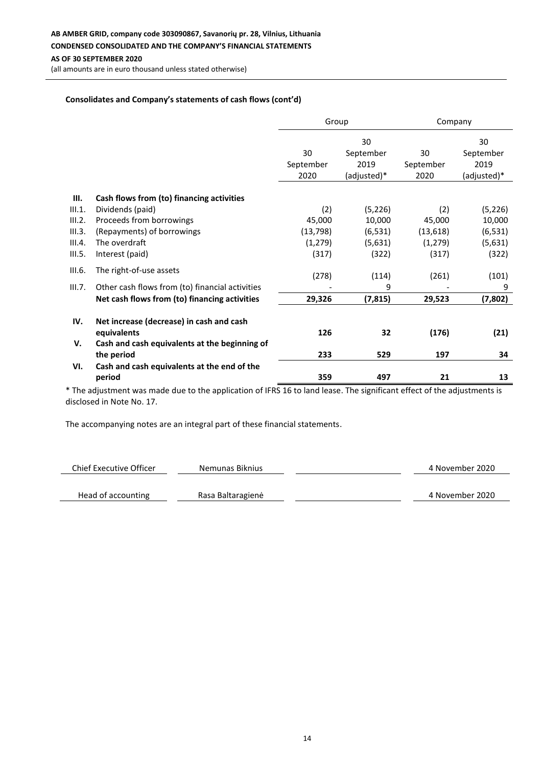**Consolidates and Company's statements of cash flows (cont'd)**

| | | Group | | Company | |
|---|---|---|---|---|---|
| | | 30 September 2020 | 30 September 2019 (adjusted)* | 30 September 2020 | 30 September 2019 (adjusted)* |
| **III.** | **Cash flows from (to) financing activities** | | | | |
| III.1. | Dividends (paid) | (2) | (5,226) | (2) | (5,226) |
| III.2. | Proceeds from borrowings | 45,000 | 10,000 | 45,000 | 10,000 |
| III.3. | (Repayments) of borrowings | (13,798) | (6,531) | (13,618) | (6,531) |
| III.4. | The overdraft | (1,279) | (5,631) | (1,279) | (5,631) |
| III.5. | Interest (paid) | (317) | (322) | (317) | (322) |
| III.6. | The right-of-use assets | (278) | (114) | (261) | (101) |
| III.7. | Other cash flows from (to) financial activities | - | 9 | - | 9 |
| | **Net cash flows from (to) financing activities** | **29,326** | **(7,815)** | **29,523** | **(7,802)** |
| **IV.** | **Net increase (decrease) in cash and cash equivalents** | **126** | **32** | **(176)** | **(21)** |
| **V.** | **Cash and cash equivalents at the beginning of the period** | **233** | **529** | **197** | **34** |
| **VI.** | **Cash and cash equivalents at the end of the period** | **359** | **497** | **21** | **13** |

* The adjustment was made due to the application of IFRS 16 to land lease. The significant effect of the adjustments is disclosed in Note No. 17.

The accompanying notes are an integral part of these financial statements.

| | | | |
|---|---|---|---|
| Chief Executive Officer | Nemunas Biknius | | 4 November 2020 |
| Head of accounting | Rasa Baltaragienė | | 4 November 2020 |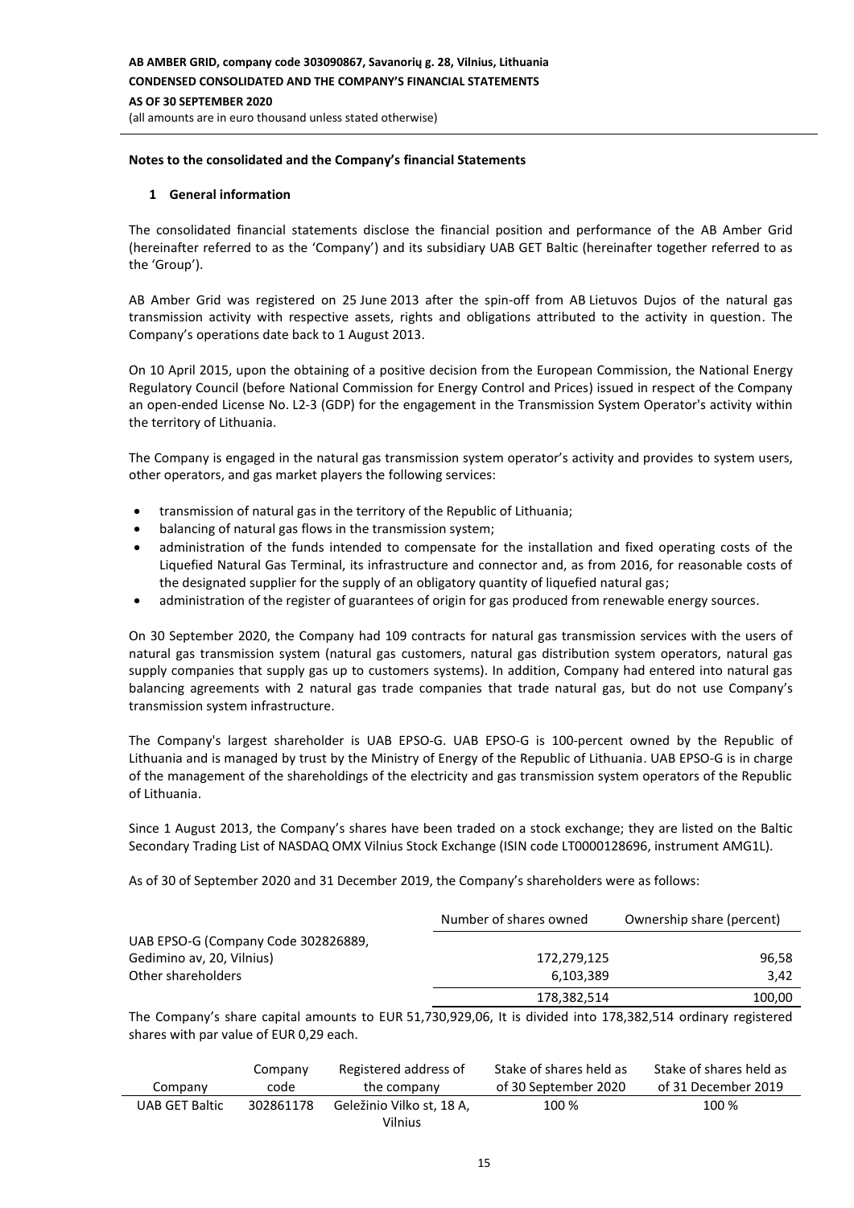## Notes to the consolidated and the Company's financial Statements

### 1 General information

The consolidated financial statements disclose the financial position and performance of the AB Amber Grid (hereinafter referred to as the 'Company') and its subsidiary UAB GET Baltic (hereinafter together referred to as the 'Group').

AB Amber Grid was registered on 25 June 2013 after the spin-off from AB Lietuvos Dujos of the natural gas transmission activity with respective assets, rights and obligations attributed to the activity in question. The Company's operations date back to 1 August 2013.

On 10 April 2015, upon the obtaining of a positive decision from the European Commission, the National Energy Regulatory Council (before National Commission for Energy Control and Prices) issued in respect of the Company an open-ended License No. L2-3 (GDP) for the engagement in the Transmission System Operator's activity within the territory of Lithuania.

The Company is engaged in the natural gas transmission system operator's activity and provides to system users, other operators, and gas market players the following services:

- transmission of natural gas in the territory of the Republic of Lithuania;
- balancing of natural gas flows in the transmission system;
- administration of the funds intended to compensate for the installation and fixed operating costs of the Liquefied Natural Gas Terminal, its infrastructure and connector and, as from 2016, for reasonable costs of the designated supplier for the supply of an obligatory quantity of liquefied natural gas;
- administration of the register of guarantees of origin for gas produced from renewable energy sources.

On 30 September 2020, the Company had 109 contracts for natural gas transmission services with the users of natural gas transmission system (natural gas customers, natural gas distribution system operators, natural gas supply companies that supply gas up to customers systems). In addition, Company had entered into natural gas balancing agreements with 2 natural gas trade companies that trade natural gas, but do not use Company's transmission system infrastructure.

The Company's largest shareholder is UAB EPSO-G. UAB EPSO-G is 100-percent owned by the Republic of Lithuania and is managed by trust by the Ministry of Energy of the Republic of Lithuania. UAB EPSO-G is in charge of the management of the shareholdings of the electricity and gas transmission system operators of the Republic of Lithuania.

Since 1 August 2013, the Company's shares have been traded on a stock exchange; they are listed on the Baltic Secondary Trading List of NASDAQ OMX Vilnius Stock Exchange (ISIN code LT0000128696, instrument AMG1L).

As of 30 of September 2020 and 31 December 2019, the Company's shareholders were as follows:

| | Number of shares owned | Ownership share (percent) |
|---|---|---|
| UAB EPSO-G (Company Code 302826889, Gedimino av, 20, Vilnius) | 172,279,125 | 96,58 |
| Other shareholders | 6,103,389 | 3,42 |
| | 178,382,514 | 100,00 |

The Company's share capital amounts to EUR 51,730,929,06, It is divided into 178,382,514 ordinary registered shares with par value of EUR 0,29 each.

| Company | Company code | Registered address of the company | Stake of shares held as of 30 September 2020 | Stake of shares held as of 31 December 2019 |
|---|---|---|---|---|
| UAB GET Baltic | 302861178 | Geležinio Vilko st, 18 A, Vilnius | 100 % | 100 % |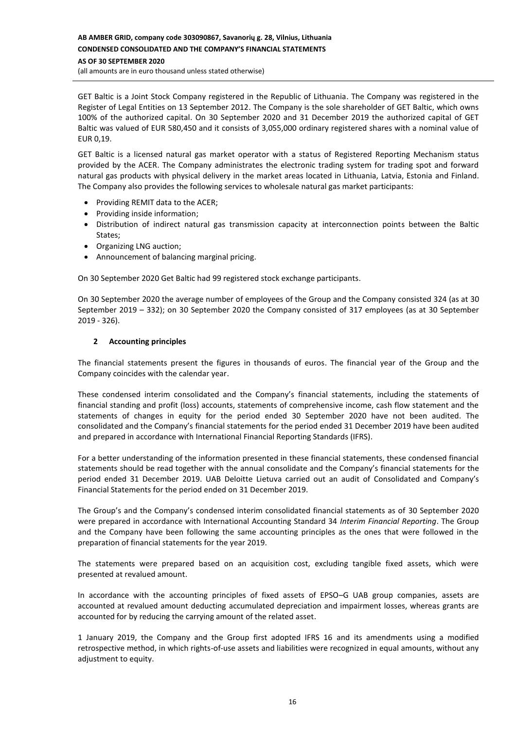GET Baltic is a Joint Stock Company registered in the Republic of Lithuania. The Company was registered in the Register of Legal Entities on 13 September 2012. The Company is the sole shareholder of GET Baltic, which owns 100% of the authorized capital. On 30 September 2020 and 31 December 2019 the authorized capital of GET Baltic was valued of EUR 580,450 and it consists of 3,055,000 ordinary registered shares with a nominal value of EUR 0,19.

GET Baltic is a licensed natural gas market operator with a status of Registered Reporting Mechanism status provided by the ACER. The Company administrates the electronic trading system for trading spot and forward natural gas products with physical delivery in the market areas located in Lithuania, Latvia, Estonia and Finland. The Company also provides the following services to wholesale natural gas market participants:

- Providing REMIT data to the ACER;
- Providing inside information;
- Distribution of indirect natural gas transmission capacity at interconnection points between the Baltic States;
- Organizing LNG auction;
- Announcement of balancing marginal pricing.

On 30 September 2020 Get Baltic had 99 registered stock exchange participants.

On 30 September 2020 the average number of employees of the Group and the Company consisted 324 (as at 30 September 2019 – 332); on 30 September 2020 the Company consisted of 317 employees (as at 30 September 2019 - 326).

## 2 Accounting principles

The financial statements present the figures in thousands of euros. The financial year of the Group and the Company coincides with the calendar year.

These condensed interim consolidated and the Company's financial statements, including the statements of financial standing and profit (loss) accounts, statements of comprehensive income, cash flow statement and the statements of changes in equity for the period ended 30 September 2020 have not been audited. The consolidated and the Company's financial statements for the period ended 31 December 2019 have been audited and prepared in accordance with International Financial Reporting Standards (IFRS).

For a better understanding of the information presented in these financial statements, these condensed financial statements should be read together with the annual consolidate and the Company's financial statements for the period ended 31 December 2019. UAB Deloitte Lietuva carried out an audit of Consolidated and Company's Financial Statements for the period ended on 31 December 2019.

The Group's and the Company's condensed interim consolidated financial statements as of 30 September 2020 were prepared in accordance with International Accounting Standard 34 *Interim Financial Reporting*. The Group and the Company have been following the same accounting principles as the ones that were followed in the preparation of financial statements for the year 2019.

The statements were prepared based on an acquisition cost, excluding tangible fixed assets, which were presented at revalued amount.

In accordance with the accounting principles of fixed assets of EPSO–G UAB group companies, assets are accounted at revalued amount deducting accumulated depreciation and impairment losses, whereas grants are accounted for by reducing the carrying amount of the related asset.

1 January 2019, the Company and the Group first adopted IFRS 16 and its amendments using a modified retrospective method, in which rights-of-use assets and liabilities were recognized in equal amounts, without any adjustment to equity.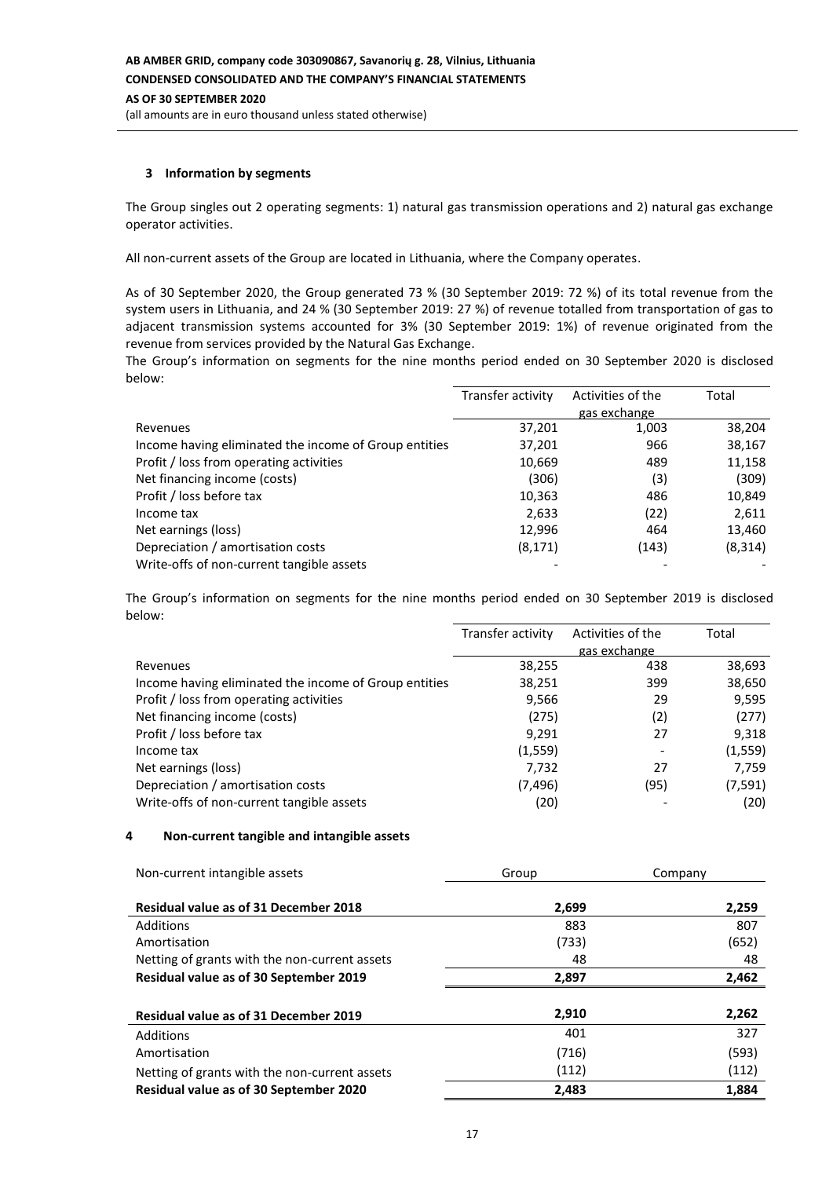### 3 Information by segments

The Group singles out 2 operating segments: 1) natural gas transmission operations and 2) natural gas exchange operator activities.

All non-current assets of the Group are located in Lithuania, where the Company operates.

As of 30 September 2020, the Group generated 73 % (30 September 2019: 72 %) of its total revenue from the system users in Lithuania, and 24 % (30 September 2019: 27 %) of revenue totalled from transportation of gas to adjacent transmission systems accounted for 3% (30 September 2019: 1%) of revenue originated from the revenue from services provided by the Natural Gas Exchange.

The Group's information on segments for the nine months period ended on 30 September 2020 is disclosed below:

| | Transfer activity | Activities of the gas exchange | Total |
|---|---|---|---|
| Revenues | 37,201 | 1,003 | 38,204 |
| Income having eliminated the income of Group entities | 37,201 | 966 | 38,167 |
| Profit / loss from operating activities | 10,669 | 489 | 11,158 |
| Net financing income (costs) | (306) | (3) | (309) |
| Profit / loss before tax | 10,363 | 486 | 10,849 |
| Income tax | 2,633 | (22) | 2,611 |
| Net earnings (loss) | 12,996 | 464 | 13,460 |
| Depreciation / amortisation costs | (8,171) | (143) | (8,314) |
| Write-offs of non-current tangible assets | - | - | - |

The Group's information on segments for the nine months period ended on 30 September 2019 is disclosed below:

| | Transfer activity | Activities of the gas exchange | Total |
|---|---|---|---|
| Revenues | 38,255 | 438 | 38,693 |
| Income having eliminated the income of Group entities | 38,251 | 399 | 38,650 |
| Profit / loss from operating activities | 9,566 | 29 | 9,595 |
| Net financing income (costs) | (275) | (2) | (277) |
| Profit / loss before tax | 9,291 | 27 | 9,318 |
| Income tax | (1,559) | - | (1,559) |
| Net earnings (loss) | 7,732 | 27 | 7,759 |
| Depreciation / amortisation costs | (7,496) | (95) | (7,591) |
| Write-offs of non-current tangible assets | (20) | - | (20) |

### 4 Non-current tangible and intangible assets

| Non-current intangible assets | Group | Company |
|---|---|---|
| **Residual value as of 31 December 2018** | **2,699** | **2,259** |
| Additions | 883 | 807 |
| Amortisation | (733) | (652) |
| Netting of grants with the non-current assets | 48 | 48 |
| **Residual value as of 30 September 2019** | **2,897** | **2,462** |
| | | |
| **Residual value as of 31 December 2019** | **2,910** | **2,262** |
| Additions | 401 | 327 |
| Amortisation | (716) | (593) |
| Netting of grants with the non-current assets | (112) | (112) |
| **Residual value as of 30 September 2020** | **2,483** | **1,884** |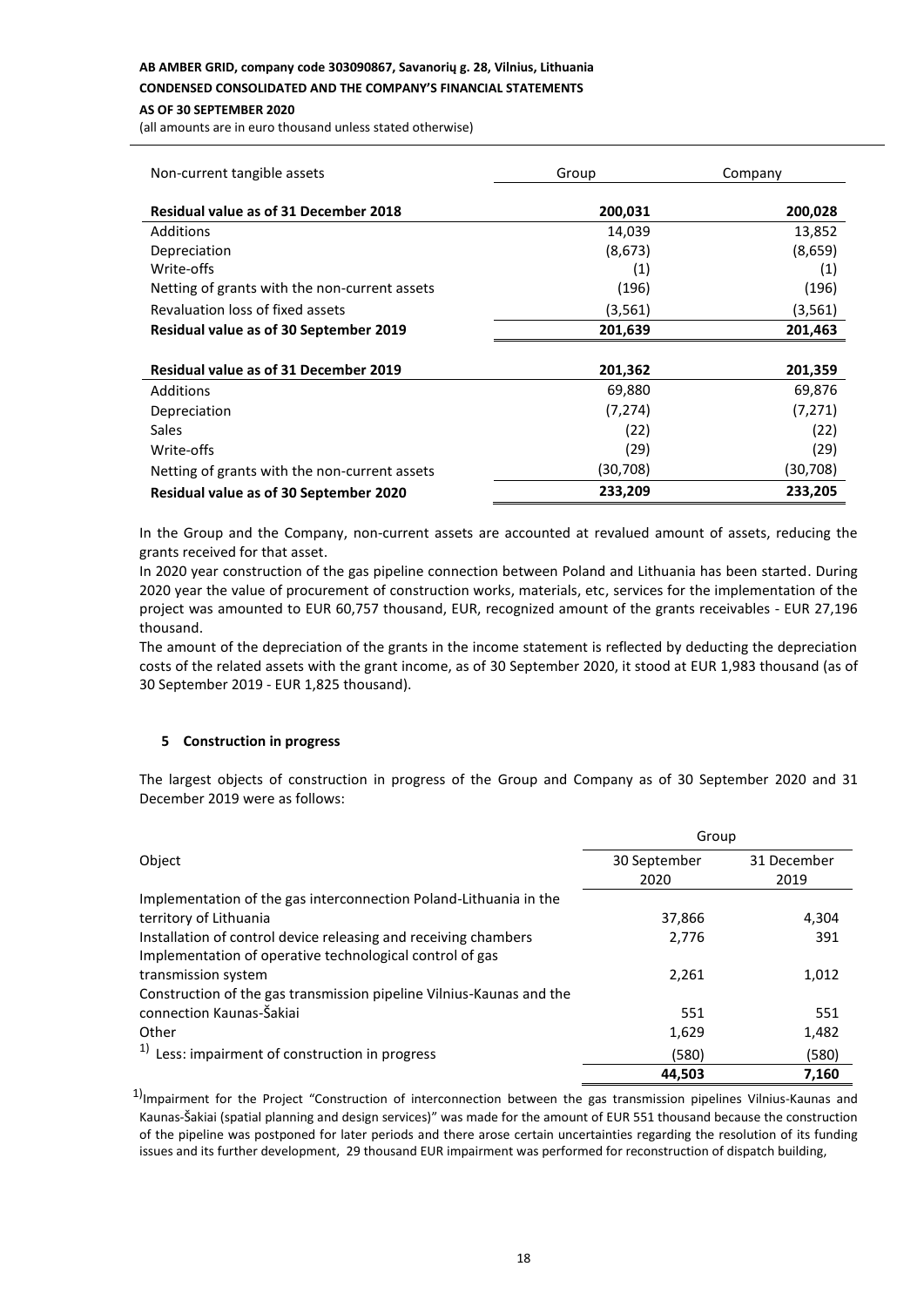| Non-current tangible assets | Group | Company |
|---|---|---|
| **Residual value as of 31 December 2018** | **200,031** | **200,028** |
| Additions | 14,039 | 13,852 |
| Depreciation | (8,673) | (8,659) |
| Write-offs | (1) | (1) |
| Netting of grants with the non-current assets | (196) | (196) |
| Revaluation loss of fixed assets | (3,561) | (3,561) |
| **Residual value as of 30 September 2019** | **201,639** | **201,463** |
| | | |
| **Residual value as of 31 December 2019** | **201,362** | **201,359** |
| Additions | 69,880 | 69,876 |
| Depreciation | (7,274) | (7,271) |
| Sales | (22) | (22) |
| Write-offs | (29) | (29) |
| Netting of grants with the non-current assets | (30,708) | (30,708) |
| **Residual value as of 30 September 2020** | **233,209** | **233,205** |

In the Group and the Company, non-current assets are accounted at revalued amount of assets, reducing the grants received for that asset.

In 2020 year construction of the gas pipeline connection between Poland and Lithuania has been started. During 2020 year the value of procurement of construction works, materials, etc, services for the implementation of the project was amounted to EUR 60,757 thousand, EUR, recognized amount of the grants receivables - EUR 27,196 thousand.

The amount of the depreciation of the grants in the income statement is reflected by deducting the depreciation costs of the related assets with the grant income, as of 30 September 2020, it stood at EUR 1,983 thousand (as of 30 September 2019 - EUR 1,825 thousand).

## 5 Construction in progress

The largest objects of construction in progress of the Group and Company as of 30 September 2020 and 31 December 2019 were as follows:

| Object | Group | |
|---|---|---|
| | 30 September 2020 | 31 December 2019 |
| Implementation of the gas interconnection Poland-Lithuania in the territory of Lithuania | 37,866 | 4,304 |
| Installation of control device releasing and receiving chambers | 2,776 | 391 |
| Implementation of operative technological control of gas transmission system | 2,261 | 1,012 |
| Construction of the gas transmission pipeline Vilnius-Kaunas and the connection Kaunas-Šakiai | 551 | 551 |
| Other | 1,629 | 1,482 |
| [1] Less: impairment of construction in progress | (580) | (580) |
| | **44,503** | **7,160** |

[1]Impairment for the Project "Construction of interconnection between the gas transmission pipelines Vilnius-Kaunas and Kaunas-Šakiai (spatial planning and design services)" was made for the amount of EUR 551 thousand because the construction of the pipeline was postponed for later periods and there arose certain uncertainties regarding the resolution of its funding issues and its further development, 29 thousand EUR impairment was performed for reconstruction of dispatch building,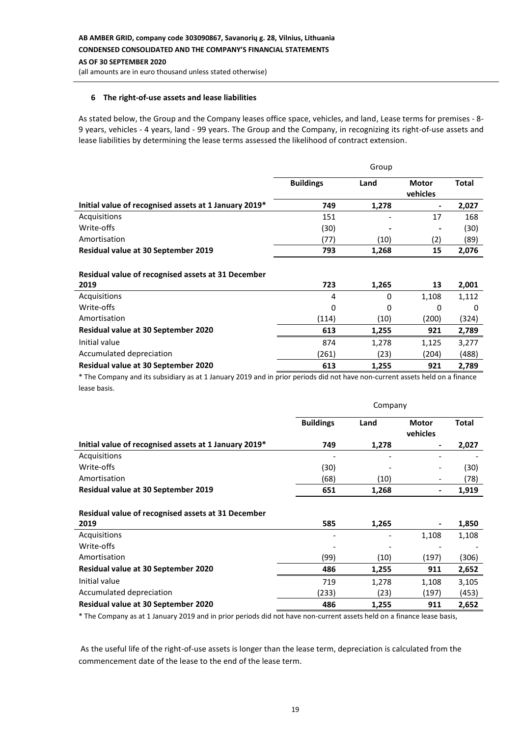## 6 The right-of-use assets and lease liabilities

As stated below, the Group and the Company leases office space, vehicles, and land, Lease terms for premises - 8-9 years, vehicles - 4 years, land - 99 years. The Group and the Company, in recognizing its right-of-use assets and lease liabilities by determining the lease terms assessed the likelihood of contract extension.

| | Group | | | |
|---|---|---|---|---|
| | **Buildings** | **Land** | **Motor vehicles** | **Total** |
| **Initial value of recognised assets at 1 January 2019*** | **749** | **1,278** | **-** | **2,027** |
| Acquisitions | 151 | - | 17 | 168 |
| Write-offs | (30) | - | - | (30) |
| Amortisation | (77) | (10) | (2) | (89) |
| **Residual value at 30 September 2019** | **793** | **1,268** | **15** | **2,076** |
| | | | | |
| **Residual value of recognised assets at 31 December 2019** | **723** | **1,265** | **13** | **2,001** |
| Acquisitions | 4 | 0 | 1,108 | 1,112 |
| Write-offs | 0 | 0 | 0 | 0 |
| Amortisation | (114) | (10) | (200) | (324) |
| **Residual value at 30 September 2020** | **613** | **1,255** | **921** | **2,789** |
| Initial value | 874 | 1,278 | 1,125 | 3,277 |
| Accumulated depreciation | (261) | (23) | (204) | (488) |
| **Residual value at 30 September 2020** | **613** | **1,255** | **921** | **2,789** |

\* The Company and its subsidiary as at 1 January 2019 and in prior periods did not have non-current assets held on a finance lease basis.

| | Company | | | |
|---|---|---|---|---|
| | **Buildings** | **Land** | **Motor vehicles** | **Total** |
| **Initial value of recognised assets at 1 January 2019*** | **749** | **1,278** | **-** | **2,027** |
| Acquisitions | - | - | - | - |
| Write-offs | (30) | - | - | (30) |
| Amortisation | (68) | (10) | - | (78) |
| **Residual value at 30 September 2019** | **651** | **1,268** | **-** | **1,919** |
| | | | | |
| **Residual value of recognised assets at 31 December 2019** | **585** | **1,265** | **-** | **1,850** |
| Acquisitions | - | - | 1,108 | 1,108 |
| Write-offs | - | - | - | - |
| Amortisation | (99) | (10) | (197) | (306) |
| **Residual value at 30 September 2020** | **486** | **1,255** | **911** | **2,652** |
| Initial value | 719 | 1,278 | 1,108 | 3,105 |
| Accumulated depreciation | (233) | (23) | (197) | (453) |
| **Residual value at 30 September 2020** | **486** | **1,255** | **911** | **2,652** |

\* The Company as at 1 January 2019 and in prior periods did not have non-current assets held on a finance lease basis,

As the useful life of the right-of-use assets is longer than the lease term, depreciation is calculated from the commencement date of the lease to the end of the lease term.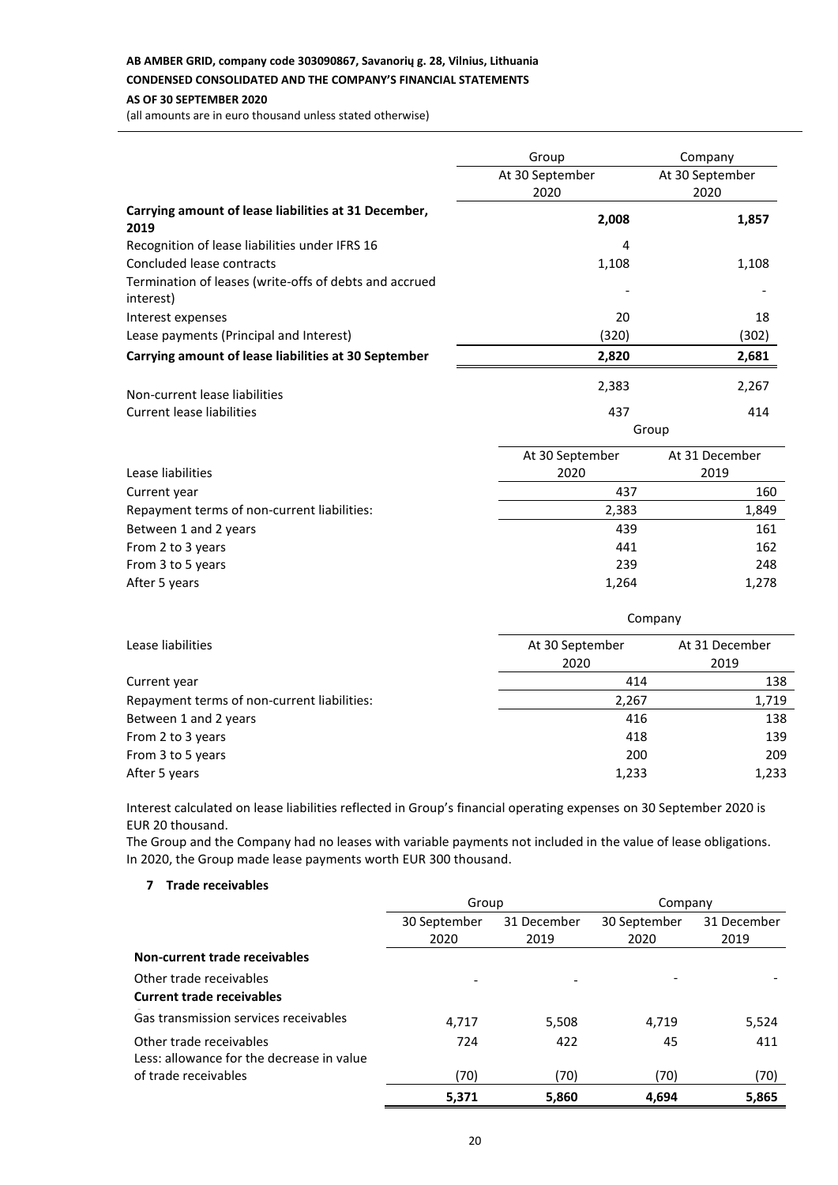| | Group | Company |
|---|---|---|
| | At 30 September 2020 | At 30 September 2020 |
| **Carrying amount of lease liabilities at 31 December, 2019** | **2,008** | **1,857** |
| Recognition of lease liabilities under IFRS 16 | 4 | |
| Concluded lease contracts | 1,108 | 1,108 |
| Termination of leases (write-offs of debts and accrued interest) | - | - |
| Interest expenses | 20 | 18 |
| Lease payments (Principal and Interest) | (320) | (302) |
| **Carrying amount of lease liabilities at 30 September** | **2,820** | **2,681** |
| Non-current lease liabilities | 2,383 | 2,267 |
| Current lease liabilities | 437 | 414 |

| | Group | |
|---|---|---|
| Lease liabilities | At 30 September 2020 | At 31 December 2019 |
| Current year | 437 | 160 |
| Repayment terms of non-current liabilities: | 2,383 | 1,849 |
| Between 1 and 2 years | 439 | 161 |
| From 2 to 3 years | 441 | 162 |
| From 3 to 5 years | 239 | 248 |
| After 5 years | 1,264 | 1,278 |

| | Company | |
|---|---|---|
| Lease liabilities | At 30 September 2020 | At 31 December 2019 |
| Current year | 414 | 138 |
| Repayment terms of non-current liabilities: | 2,267 | 1,719 |
| Between 1 and 2 years | 416 | 138 |
| From 2 to 3 years | 418 | 139 |
| From 3 to 5 years | 200 | 209 |
| After 5 years | 1,233 | 1,233 |

Interest calculated on lease liabilities reflected in Group's financial operating expenses on 30 September 2020 is EUR 20 thousand.
The Group and the Company had no leases with variable payments not included in the value of lease obligations.
In 2020, the Group made lease payments worth EUR 300 thousand.

## 7 Trade receivables

| | Group | | Company | |
|---|---|---|---|---|
| | 30 September 2020 | 31 December 2019 | 30 September 2020 | 31 December 2019 |
| **Non-current trade receivables** | | | | |
| Other trade receivables | - | - | - | - |
| **Current trade receivables** | | | | |
| Gas transmission services receivables | 4,717 | 5,508 | 4,719 | 5,524 |
| Other trade receivables | 724 | 422 | 45 | 411 |
| Less: allowance for the decrease in value of trade receivables | (70) | (70) | (70) | (70) |
| | **5,371** | **5,860** | **4,694** | **5,865** |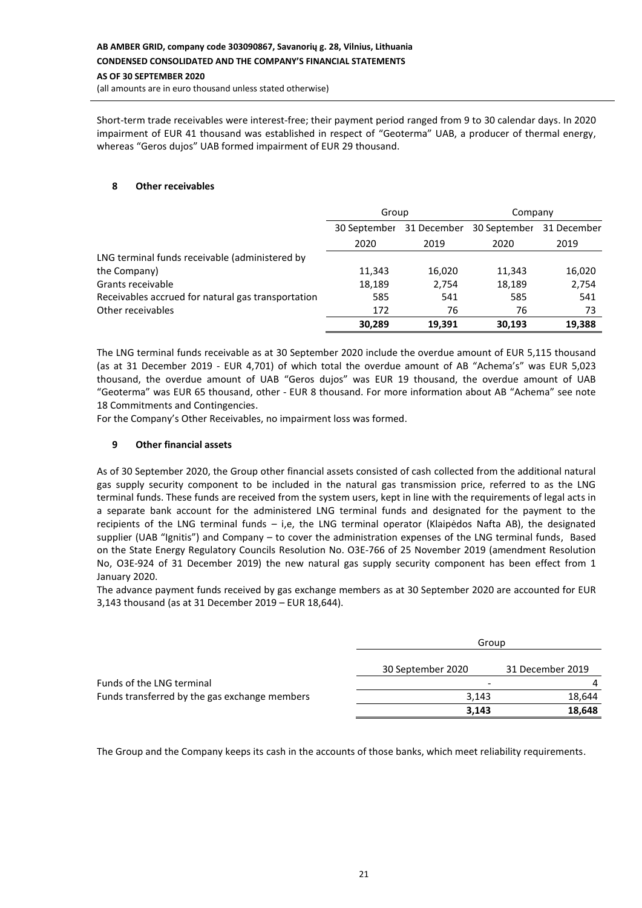Short-term trade receivables were interest-free; their payment period ranged from 9 to 30 calendar days. In 2020 impairment of EUR 41 thousand was established in respect of "Geoterma" UAB, a producer of thermal energy, whereas "Geros dujos" UAB formed impairment of EUR 29 thousand.

## 8 Other receivables

| | Group | | Company | |
|---|---|---|---|---|
| | 30 September 2020 | 31 December 2019 | 30 September 2020 | 31 December 2019 |
| LNG terminal funds receivable (administered by the Company) | 11,343 | 16,020 | 11,343 | 16,020 |
| Grants receivable | 18,189 | 2,754 | 18,189 | 2,754 |
| Receivables accrued for natural gas transportation | 585 | 541 | 585 | 541 |
| Other receivables | 172 | 76 | 76 | 73 |
| | **30,289** | **19,391** | **30,193** | **19,388** |

The LNG terminal funds receivable as at 30 September 2020 include the overdue amount of EUR 5,115 thousand (as at 31 December 2019 - EUR 4,701) of which total the overdue amount of AB "Achema's" was EUR 5,023 thousand, the overdue amount of UAB "Geros dujos" was EUR 19 thousand, the overdue amount of UAB "Geoterma" was EUR 65 thousand, other - EUR 8 thousand. For more information about AB "Achema" see note 18 Commitments and Contingencies.

For the Company's Other Receivables, no impairment loss was formed.

## 9 Other financial assets

As of 30 September 2020, the Group other financial assets consisted of cash collected from the additional natural gas supply security component to be included in the natural gas transmission price, referred to as the LNG terminal funds. These funds are received from the system users, kept in line with the requirements of legal acts in a separate bank account for the administered LNG terminal funds and designated for the payment to the recipients of the LNG terminal funds – i,e, the LNG terminal operator (Klaipėdos Nafta AB), the designated supplier (UAB "Ignitis") and Company – to cover the administration expenses of the LNG terminal funds, Based on the State Energy Regulatory Councils Resolution No. O3E-766 of 25 November 2019 (amendment Resolution No, O3E-924 of 31 December 2019) the new natural gas supply security component has been effect from 1 January 2020.

The advance payment funds received by gas exchange members as at 30 September 2020 are accounted for EUR 3,143 thousand (as at 31 December 2019 – EUR 18,644).

| | Group | |
|---|---|---|
| | 30 September 2020 | 31 December 2019 |
| Funds of the LNG terminal | - | 4 |
| Funds transferred by the gas exchange members | 3,143 | 18,644 |
| | **3,143** | **18,648** |

The Group and the Company keeps its cash in the accounts of those banks, which meet reliability requirements.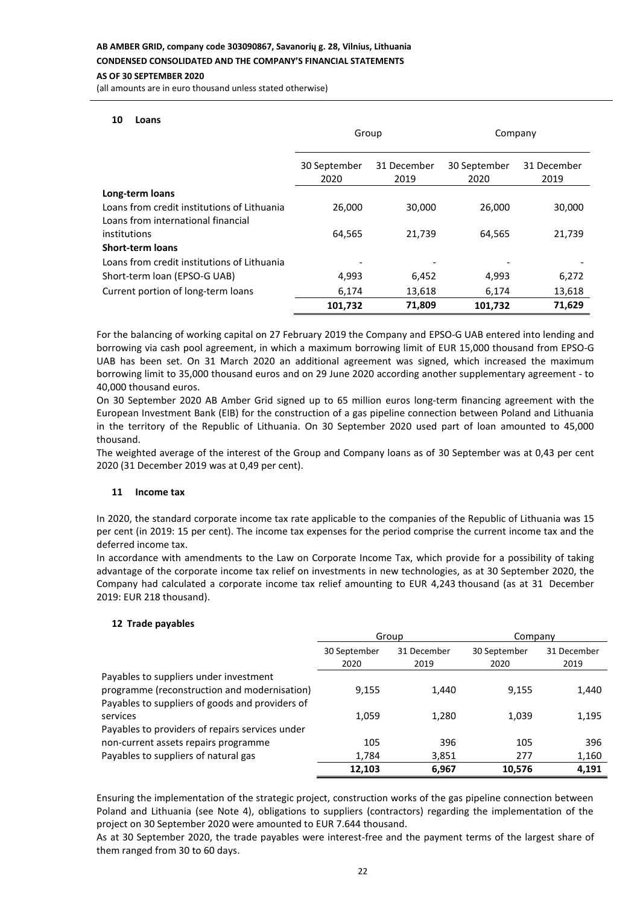## 10 Loans

| | Group | | Company | |
|---|---|---|---|---|
| | 30 September 2020 | 31 December 2019 | 30 September 2020 | 31 December 2019 |
| **Long-term loans** | | | | |
| Loans from credit institutions of Lithuania | 26,000 | 30,000 | 26,000 | 30,000 |
| Loans from international financial institutions | 64,565 | 21,739 | 64,565 | 21,739 |
| **Short-term loans** | | | | |
| Loans from credit institutions of Lithuania | - | - | - | - |
| Short-term loan (EPSO-G UAB) | 4,993 | 6,452 | 4,993 | 6,272 |
| Current portion of long-term loans | 6,174 | 13,618 | 6,174 | 13,618 |
| | **101,732** | **71,809** | **101,732** | **71,629** |

For the balancing of working capital on 27 February 2019 the Company and EPSO-G UAB entered into lending and borrowing via cash pool agreement, in which a maximum borrowing limit of EUR 15,000 thousand from EPSO-G UAB has been set. On 31 March 2020 an additional agreement was signed, which increased the maximum borrowing limit to 35,000 thousand euros and on 29 June 2020 according another supplementary agreement - to 40,000 thousand euros.

On 30 September 2020 AB Amber Grid signed up to 65 million euros long-term financing agreement with the European Investment Bank (EIB) for the construction of a gas pipeline connection between Poland and Lithuania in the territory of the Republic of Lithuania. On 30 September 2020 used part of loan amounted to 45,000 thousand.

The weighted average of the interest of the Group and Company loans as of 30 September was at 0,43 per cent 2020 (31 December 2019 was at 0,49 per cent).

## 11 Income tax

In 2020, the standard corporate income tax rate applicable to the companies of the Republic of Lithuania was 15 per cent (in 2019: 15 per cent). The income tax expenses for the period comprise the current income tax and the deferred income tax.

In accordance with amendments to the Law on Corporate Income Tax, which provide for a possibility of taking advantage of the corporate income tax relief on investments in new technologies, as at 30 September 2020, the Company had calculated a corporate income tax relief amounting to EUR 4,243 thousand (as at 31 December 2019: EUR 218 thousand).

## 12 Trade payables

| | Group | | Company | |
|---|---|---|---|---|
| | 30 September 2020 | 31 December 2019 | 30 September 2020 | 31 December 2019 |
| Payables to suppliers under investment programme (reconstruction and modernisation) | 9,155 | 1,440 | 9,155 | 1,440 |
| Payables to suppliers of goods and providers of services | 1,059 | 1,280 | 1,039 | 1,195 |
| Payables to providers of repairs services under non-current assets repairs programme | 105 | 396 | 105 | 396 |
| Payables to suppliers of natural gas | 1,784 | 3,851 | 277 | 1,160 |
| | **12,103** | **6,967** | **10,576** | **4,191** |

Ensuring the implementation of the strategic project, construction works of the gas pipeline connection between Poland and Lithuania (see Note 4), obligations to suppliers (contractors) regarding the implementation of the project on 30 September 2020 were amounted to EUR 7.644 thousand.

As at 30 September 2020, the trade payables were interest-free and the payment terms of the largest share of them ranged from 30 to 60 days.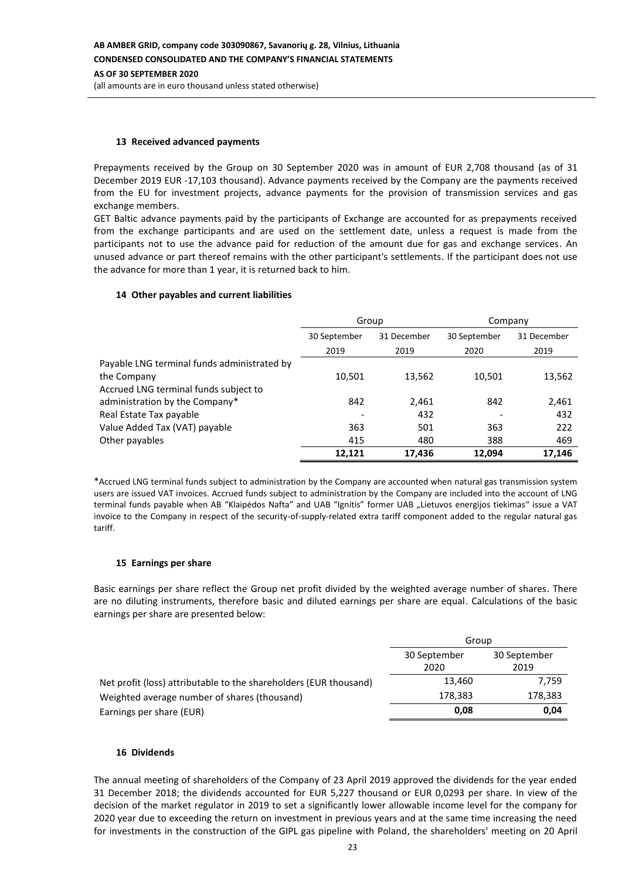## 13 Received advanced payments

Prepayments received by the Group on 30 September 2020 was in amount of EUR 2,708 thousand (as of 31 December 2019 EUR -17,103 thousand). Advance payments received by the Company are the payments received from the EU for investment projects, advance payments for the provision of transmission services and gas exchange members.

GET Baltic advance payments paid by the participants of Exchange are accounted for as prepayments received from the exchange participants and are used on the settlement date, unless a request is made from the participants not to use the advance paid for reduction of the amount due for gas and exchange services. An unused advance or part thereof remains with the other participant's settlements. If the participant does not use the advance for more than 1 year, it is returned back to him.

## 14 Other payables and current liabilities

| | Group | | Company | |
|---|---|---|---|---|
| | 30 September 2019 | 31 December 2019 | 30 September 2020 | 31 December 2019 |
| Payable LNG terminal funds administrated by the Company | 10,501 | 13,562 | 10,501 | 13,562 |
| Accrued LNG terminal funds subject to administration by the Company* | 842 | 2,461 | 842 | 2,461 |
| Real Estate Tax payable | - | 432 | - | 432 |
| Value Added Tax (VAT) payable | 363 | 501 | 363 | 222 |
| Other payables | 415 | 480 | 388 | 469 |
| | **12,121** | **17,436** | **12,094** | **17,146** |

*Accrued LNG terminal funds subject to administration by the Company are accounted when natural gas transmission system users are issued VAT invoices. Accrued funds subject to administration by the Company are included into the account of LNG terminal funds payable when AB "Klaipėdos Nafta" and UAB "Ignitis" former UAB „Lietuvos energijos tiekimas" issue a VAT invoice to the Company in respect of the security-of-supply-related extra tariff component added to the regular natural gas tariff.

## 15 Earnings per share

Basic earnings per share reflect the Group net profit divided by the weighted average number of shares. There are no diluting instruments, therefore basic and diluted earnings per share are equal. Calculations of the basic earnings per share are presented below:

| | Group | |
|---|---|---|
| | 30 September 2020 | 30 September 2019 |
| Net profit (loss) attributable to the shareholders (EUR thousand) | 13,460 | 7,759 |
| Weighted average number of shares (thousand) | 178,383 | 178,383 |
| Earnings per share (EUR) | **0,08** | **0,04** |

## 16 Dividends

The annual meeting of shareholders of the Company of 23 April 2019 approved the dividends for the year ended 31 December 2018; the dividends accounted for EUR 5,227 thousand or EUR 0,0293 per share. In view of the decision of the market regulator in 2019 to set a significantly lower allowable income level for the company for 2020 year due to exceeding the return on investment in previous years and at the same time increasing the need for investments in the construction of the GIPL gas pipeline with Poland, the shareholders' meeting on 20 April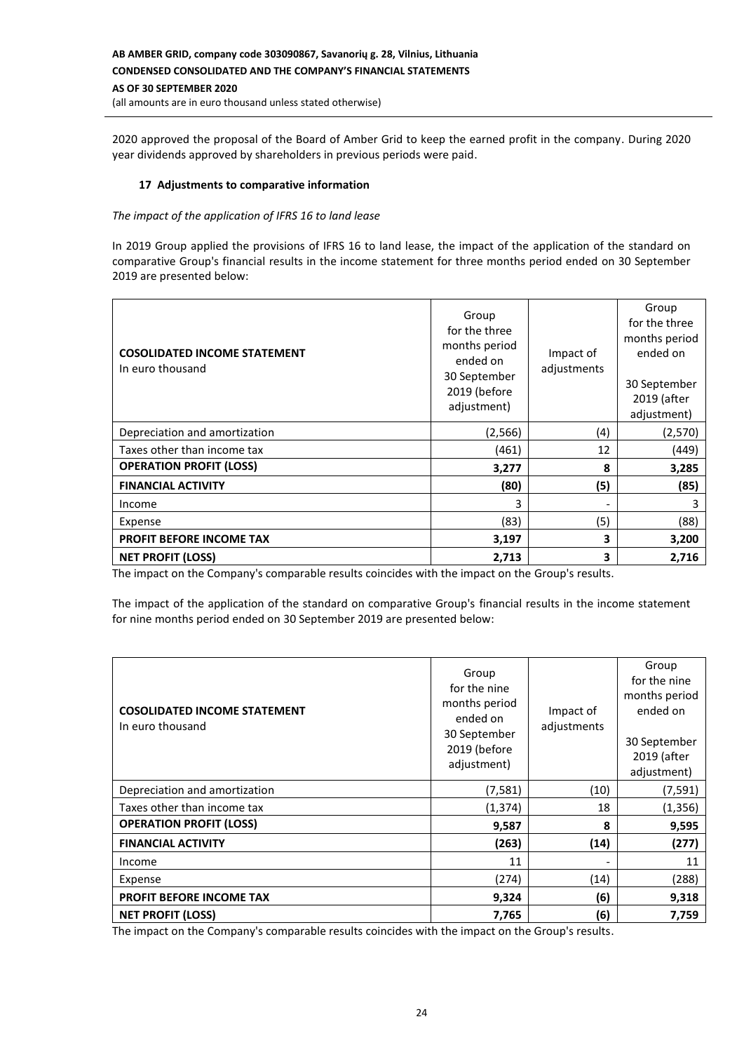2020 approved the proposal of the Board of Amber Grid to keep the earned profit in the company. During 2020 year dividends approved by shareholders in previous periods were paid.

## 17 Adjustments to comparative information

*The impact of the application of IFRS 16 to land lease*

In 2019 Group applied the provisions of IFRS 16 to land lease, the impact of the application of the standard on comparative Group's financial results in the income statement for three months period ended on 30 September 2019 are presented below:

| **COSOLIDATED INCOME STATEMENT** In euro thousand | Group for the three months period ended on 30 September 2019 (before adjustment) | Impact of adjustments | Group for the three months period ended on 30 September 2019 (after adjustment) |
|---|---|---|---|
| Depreciation and amortization | (2,566) | (4) | (2,570) |
| Taxes other than income tax | (461) | 12 | (449) |
| **OPERATION PROFIT (LOSS)** | **3,277** | **8** | **3,285** |
| **FINANCIAL ACTIVITY** | **(80)** | **(5)** | **(85)** |
| Income | 3 | - | 3 |
| Expense | (83) | (5) | (88) |
| **PROFIT BEFORE INCOME TAX** | **3,197** | **3** | **3,200** |
| **NET PROFIT (LOSS)** | **2,713** | **3** | **2,716** |

The impact on the Company's comparable results coincides with the impact on the Group's results.

The impact of the application of the standard on comparative Group's financial results in the income statement for nine months period ended on 30 September 2019 are presented below:

| **COSOLIDATED INCOME STATEMENT** In euro thousand | Group for the nine months period ended on 30 September 2019 (before adjustment) | Impact of adjustments | Group for the nine months period ended on 30 September 2019 (after adjustment) |
|---|---|---|---|
| Depreciation and amortization | (7,581) | (10) | (7,591) |
| Taxes other than income tax | (1,374) | 18 | (1,356) |
| **OPERATION PROFIT (LOSS)** | **9,587** | **8** | **9,595** |
| **FINANCIAL ACTIVITY** | **(263)** | **(14)** | **(277)** |
| Income | 11 | - | 11 |
| Expense | (274) | (14) | (288) |
| **PROFIT BEFORE INCOME TAX** | **9,324** | **(6)** | **9,318** |
| **NET PROFIT (LOSS)** | **7,765** | **(6)** | **7,759** |

The impact on the Company's comparable results coincides with the impact on the Group's results.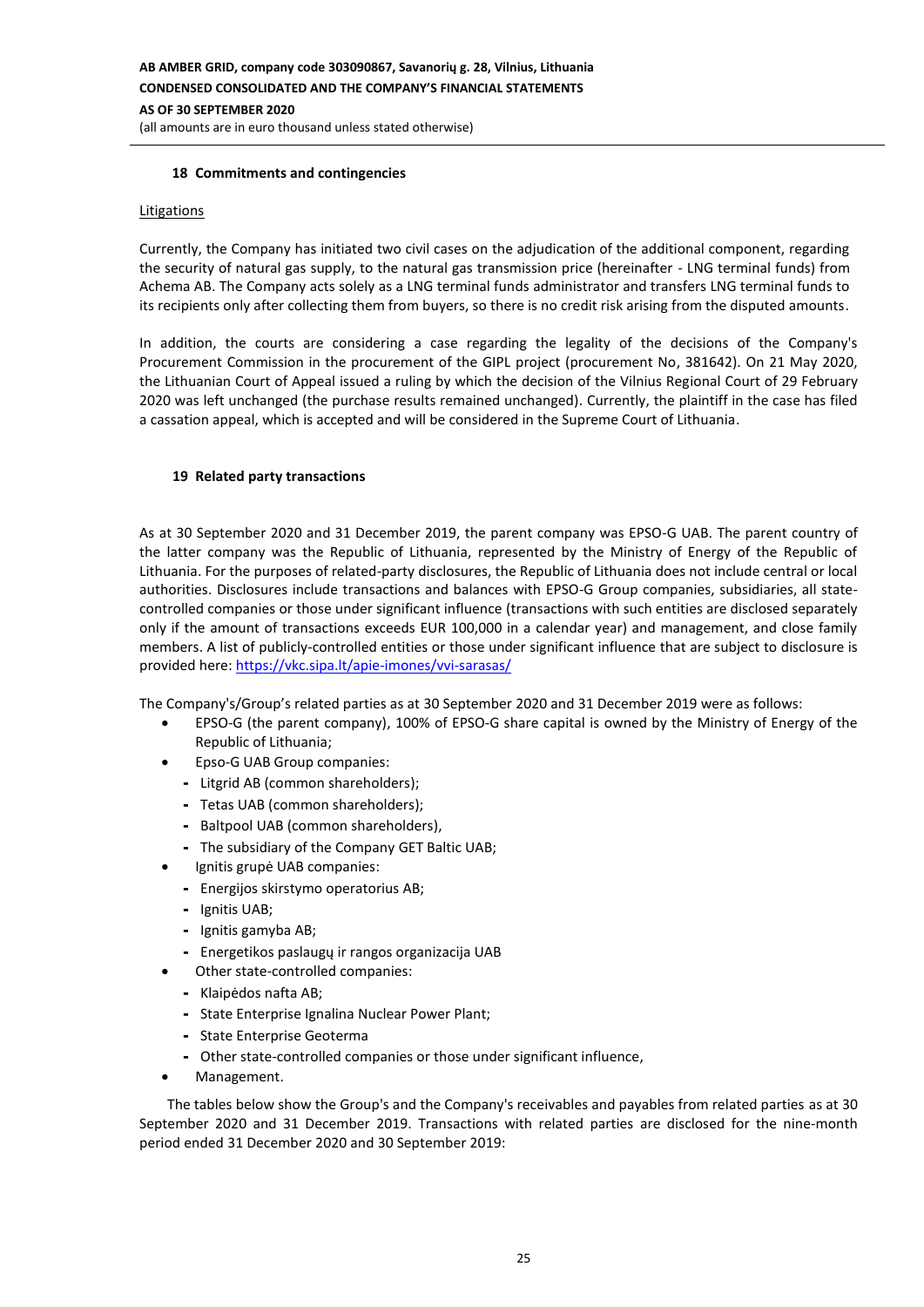### 18 Commitments and contingencies

Litigations

Currently, the Company has initiated two civil cases on the adjudication of the additional component, regarding the security of natural gas supply, to the natural gas transmission price (hereinafter - LNG terminal funds) from Achema AB. The Company acts solely as a LNG terminal funds administrator and transfers LNG terminal funds to its recipients only after collecting them from buyers, so there is no credit risk arising from the disputed amounts.

In addition, the courts are considering a case regarding the legality of the decisions of the Company's Procurement Commission in the procurement of the GIPL project (procurement No, 381642). On 21 May 2020, the Lithuanian Court of Appeal issued a ruling by which the decision of the Vilnius Regional Court of 29 February 2020 was left unchanged (the purchase results remained unchanged). Currently, the plaintiff in the case has filed a cassation appeal, which is accepted and will be considered in the Supreme Court of Lithuania.

### 19 Related party transactions

As at 30 September 2020 and 31 December 2019, the parent company was EPSO-G UAB. The parent country of the latter company was the Republic of Lithuania, represented by the Ministry of Energy of the Republic of Lithuania. For the purposes of related-party disclosures, the Republic of Lithuania does not include central or local authorities. Disclosures include transactions and balances with EPSO-G Group companies, subsidiaries, all state-controlled companies or those under significant influence (transactions with such entities are disclosed separately only if the amount of transactions exceeds EUR 100,000 in a calendar year) and management, and close family members. A list of publicly-controlled entities or those under significant influence that are subject to disclosure is provided here: https://vkc.sipa.lt/apie-imones/vvi-sarasas/

The Company's/Group's related parties as at 30 September 2020 and 31 December 2019 were as follows:

- EPSO-G (the parent company), 100% of EPSO-G share capital is owned by the Ministry of Energy of the Republic of Lithuania;
- Epso-G UAB Group companies:
  - Litgrid AB (common shareholders);
  - Tetas UAB (common shareholders);
  - Baltpool UAB (common shareholders),
  - The subsidiary of the Company GET Baltic UAB;
- Ignitis grupė UAB companies:
  - Energijos skirstymo operatorius AB;
  - Ignitis UAB;
  - Ignitis gamyba AB;
  - Energetikos paslaugų ir rangos organizacija UAB
- Other state-controlled companies:
  - Klaipėdos nafta AB;
  - State Enterprise Ignalina Nuclear Power Plant;
  - State Enterprise Geoterma
  - Other state-controlled companies or those under significant influence,
- Management.

The tables below show the Group's and the Company's receivables and payables from related parties as at 30 September 2020 and 31 December 2019. Transactions with related parties are disclosed for the nine-month period ended 31 December 2020 and 30 September 2019: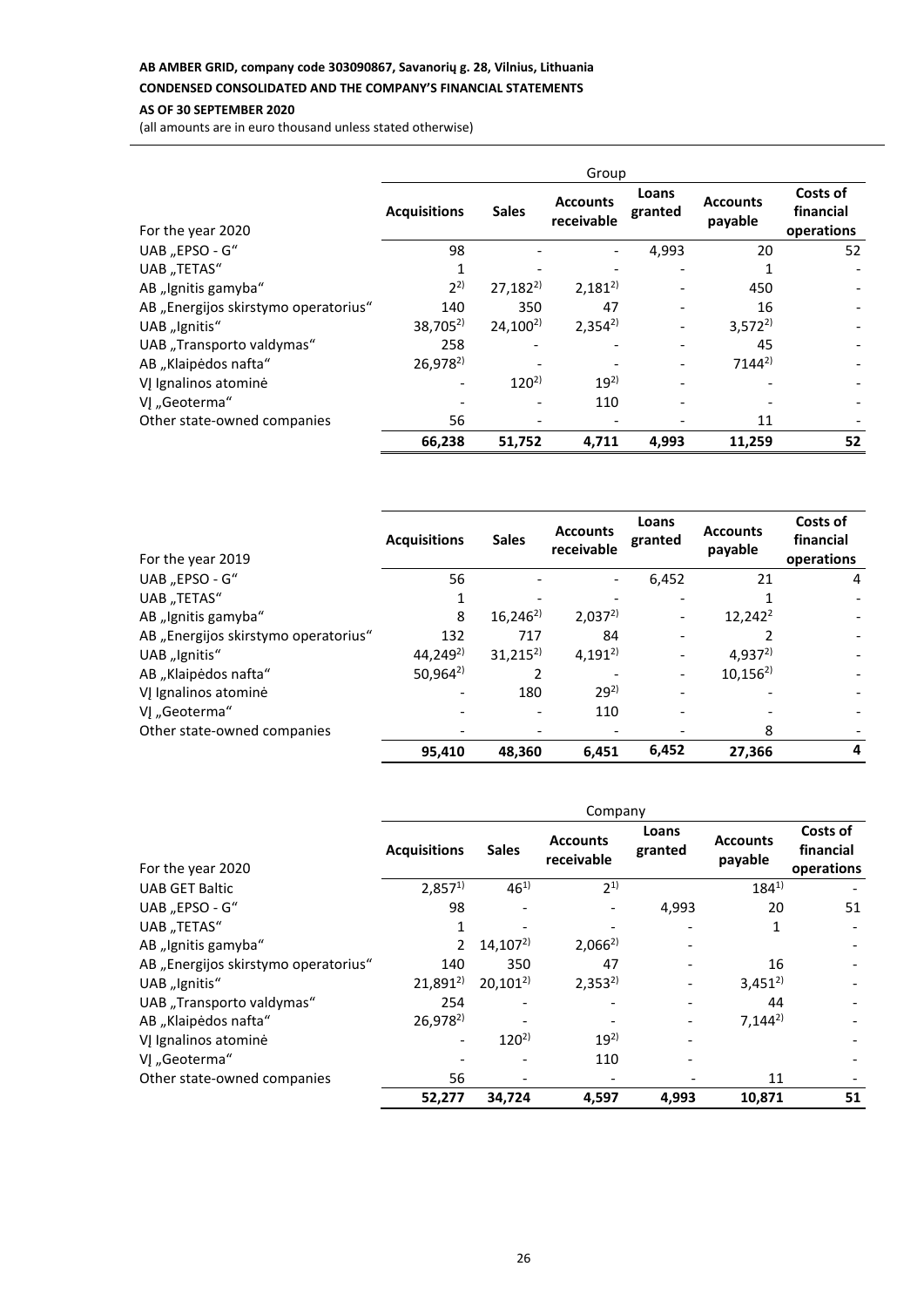| For the year 2020 | Group | | | | | |
|---|---|---|---|---|---|---|
| | **Acquisitions** | **Sales** | **Accounts receivable** | **Loans granted** | **Accounts payable** | **Costs of financial operations** |
| UAB „EPSO - G“ | 98 | - | - | 4,993 | 20 | 52 |
| UAB „TETAS“ | 1 | - | - | - | 1 | - |
| AB „Ignitis gamyba“ | 2[2)] | 27,182[2)] | 2,181[2)] | - | 450 | - |
| AB „Energijos skirstymo operatorius“ | 140 | 350 | 47 | - | 16 | - |
| UAB „Ignitis“ | 38,705[2)] | 24,100[2)] | 2,354[2)] | - | 3,572[2)] | - |
| UAB „Transporto valdymas“ | 258 | - | - | - | 45 | - |
| AB „Klaipėdos nafta“ | 26,978[2)] | - | - | - | 7144[2)] | - |
| VĮ Ignalinos atominė | - | 120[2)] | 19[2)] | - | - | - |
| VĮ „Geoterma“ | - | - | 110 | - | - | - |
| Other state-owned companies | 56 | - | - | - | 11 | - |
| | **66,238** | **51,752** | **4,711** | **4,993** | **11,259** | **52** |

| For the year 2019 | **Acquisitions** | **Sales** | **Accounts receivable** | **Loans granted** | **Accounts payable** | **Costs of financial operations** |
|---|---|---|---|---|---|---|
| UAB „EPSO - G“ | 56 | - | - | 6,452 | 21 | 4 |
| UAB „TETAS“ | 1 | - | - | - | 1 | - |
| AB „Ignitis gamyba“ | 8 | 16,246[2)] | 2,037[2)] | - | 12,242[2] | - |
| AB „Energijos skirstymo operatorius“ | 132 | 717 | 84 | - | 2 | - |
| UAB „Ignitis“ | 44,249[2)] | 31,215[2)] | 4,191[2)] | - | 4,937[2)] | - |
| AB „Klaipėdos nafta“ | 50,964[2)] | 2 | - | - | 10,156[2)] | - |
| VĮ Ignalinos atominė | - | 180 | 29[2)] | - | - | - |
| VĮ „Geoterma“ | - | - | 110 | - | - | - |
| Other state-owned companies | - | - | - | - | 8 | - |
| | **95,410** | **48,360** | **6,451** | **6,452** | **27,366** | **4** |

| For the year 2020 | Company | | | | | |
|---|---|---|---|---|---|---|
| | **Acquisitions** | **Sales** | **Accounts receivable** | **Loans granted** | **Accounts payable** | **Costs of financial operations** |
| UAB GET Baltic | 2,857[1)] | 46[1)] | 2[1)] | | 184[1)] | - |
| UAB „EPSO - G“ | 98 | - | - | 4,993 | 20 | 51 |
| UAB „TETAS“ | 1 | - | - | - | 1 | - |
| AB „Ignitis gamyba“ | 2 | 14,107[2)] | 2,066[2)] | - | | - |
| AB „Energijos skirstymo operatorius“ | 140 | 350 | 47 | - | 16 | - |
| UAB „Ignitis“ | 21,891[2)] | 20,101[2)] | 2,353[2)] | - | 3,451[2)] | - |
| UAB „Transporto valdymas“ | 254 | - | - | - | 44 | - |
| AB „Klaipėdos nafta“ | 26,978[2)] | - | - | - | 7,144[2)] | - |
| VĮ Ignalinos atominė | - | 120[2)] | 19[2)] | - | | - |
| VĮ „Geoterma“ | - | - | 110 | - | | - |
| Other state-owned companies | 56 | - | - | - | 11 | - |
| | **52,277** | **34,724** | **4,597** | **4,993** | **10,871** | **51** |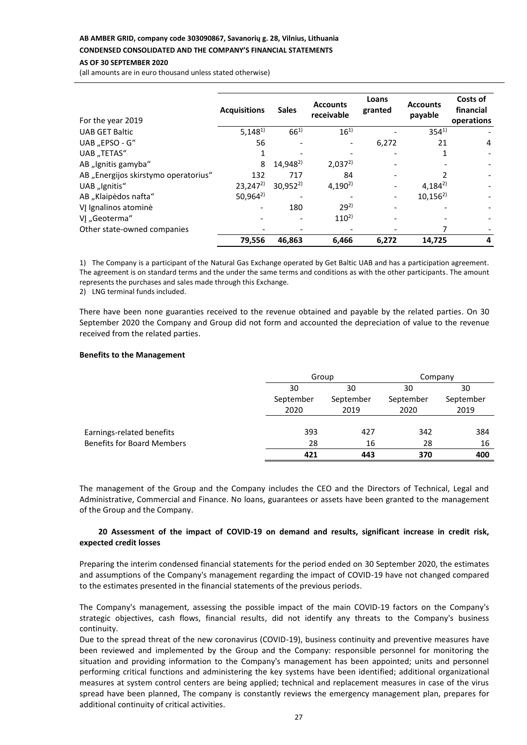| For the year 2019 | Acquisitions | Sales | Accounts receivable | Loans granted | Accounts payable | Costs of financial operations |
|---|---|---|---|---|---|---|
| UAB GET Baltic | 5,148[1)] | 66[1)] | 16[1)] | - | 354[1)] | - |
| UAB „EPSO - G“ | 56 | - | - | 6,272 | 21 | 4 |
| UAB „TETAS“ | 1 | - | - | - | 1 | - |
| AB „Ignitis gamyba“ | 8 | 14,948[2)] | 2,037[2)] | - | - | - |
| AB „Energijos skirstymo operatorius“ | 132 | 717 | 84 | - | 2 | - |
| UAB „Ignitis“ | 23,247[2)] | 30,952[2)] | 4,190[2)] | - | 4,184[2)] | - |
| AB „Klaipėdos nafta“ | 50,964[2)] | - | - | - | 10,156[2)] | - |
| VĮ Ignalinos atominė | - | 180 | 29[2)] | - | - | - |
| VĮ „Geoterma“ | - | - | 110[2)] | - | - | - |
| Other state-owned companies | - | - | - | - | 7 | - |
| | **79,556** | **46,863** | **6,466** | **6,272** | **14,725** | **4** |

1) The Company is a participant of the Natural Gas Exchange operated by Get Baltic UAB and has a participation agreement. The agreement is on standard terms and the under the same terms and conditions as with the other participants. The amount represents the purchases and sales made through this Exchange.
2) LNG terminal funds included.

There have been none guaranties received to the revenue obtained and payable by the related parties. On 30 September 2020 the Company and Group did not form and accounted the depreciation of value to the revenue received from the related parties.

**Benefits to the Management**

| | Group | | Company | |
|---|---|---|---|---|
| | 30 September 2020 | 30 September 2019 | 30 September 2020 | 30 September 2019 |
| Earnings-related benefits | 393 | 427 | 342 | 384 |
| Benefits for Board Members | 28 | 16 | 28 | 16 |
| | **421** | **443** | **370** | **400** |

The management of the Group and the Company includes the CEO and the Directors of Technical, Legal and Administrative, Commercial and Finance. No loans, guarantees or assets have been granted to the management of the Group and the Company.

## 20 Assessment of the impact of COVID-19 on demand and results, significant increase in credit risk, expected credit losses

Preparing the interim condensed financial statements for the period ended on 30 September 2020, the estimates and assumptions of the Company's management regarding the impact of COVID-19 have not changed compared to the estimates presented in the financial statements of the previous periods.

The Company's management, assessing the possible impact of the main COVID-19 factors on the Company's strategic objectives, cash flows, financial results, did not identify any threats to the Company's business continuity.

Due to the spread threat of the new coronavirus (COVID-19), business continuity and preventive measures have been reviewed and implemented by the Group and the Company: responsible personnel for monitoring the situation and providing information to the Company's management has been appointed; units and personnel performing critical functions and administering the key systems have been identified; additional organizational measures at system control centers are being applied; technical and replacement measures in case of the virus spread have been planned, The company is constantly reviews the emergency management plan, prepares for additional continuity of critical activities.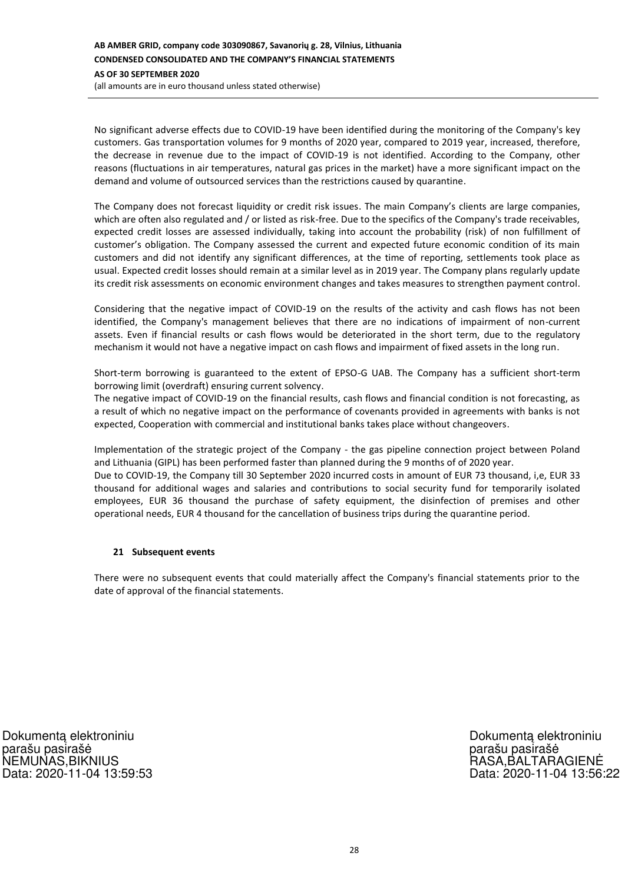No significant adverse effects due to COVID-19 have been identified during the monitoring of the Company's key customers. Gas transportation volumes for 9 months of 2020 year, compared to 2019 year, increased, therefore, the decrease in revenue due to the impact of COVID-19 is not identified. According to the Company, other reasons (fluctuations in air temperatures, natural gas prices in the market) have a more significant impact on the demand and volume of outsourced services than the restrictions caused by quarantine.

The Company does not forecast liquidity or credit risk issues. The main Company's clients are large companies, which are often also regulated and / or listed as risk-free. Due to the specifics of the Company's trade receivables, expected credit losses are assessed individually, taking into account the probability (risk) of non fulfillment of customer's obligation. The Company assessed the current and expected future economic condition of its main customers and did not identify any significant differences, at the time of reporting, settlements took place as usual. Expected credit losses should remain at a similar level as in 2019 year. The Company plans regularly update its credit risk assessments on economic environment changes and takes measures to strengthen payment control.

Considering that the negative impact of COVID-19 on the results of the activity and cash flows has not been identified, the Company's management believes that there are no indications of impairment of non-current assets. Even if financial results or cash flows would be deteriorated in the short term, due to the regulatory mechanism it would not have a negative impact on cash flows and impairment of fixed assets in the long run.

Short-term borrowing is guaranteed to the extent of EPSO-G UAB. The Company has a sufficient short-term borrowing limit (overdraft) ensuring current solvency.
The negative impact of COVID-19 on the financial results, cash flows and financial condition is not forecasting, as a result of which no negative impact on the performance of covenants provided in agreements with banks is not expected, Cooperation with commercial and institutional banks takes place without changeovers.

Implementation of the strategic project of the Company - the gas pipeline connection project between Poland and Lithuania (GIPL) has been performed faster than planned during the 9 months of of 2020 year.
Due to COVID-19, the Company till 30 September 2020 incurred costs in amount of EUR 73 thousand, i,e, EUR 33 thousand for additional wages and salaries and contributions to social security fund for temporarily isolated employees, EUR 36 thousand the purchase of safety equipment, the disinfection of premises and other operational needs, EUR 4 thousand for the cancellation of business trips during the quarantine period.

## 21 Subsequent events

There were no subsequent events that could materially affect the Company's financial statements prior to the date of approval of the financial statements.

Dokumentą elektroniniu parašu pasirašė NEMUNAS,BIKNIUS Data: 2020-11-04 13:59:53

Dokumentą elektroniniu parašu pasirašė RASA,BALTARAGIENĖ Data: 2020-11-04 13:56:22